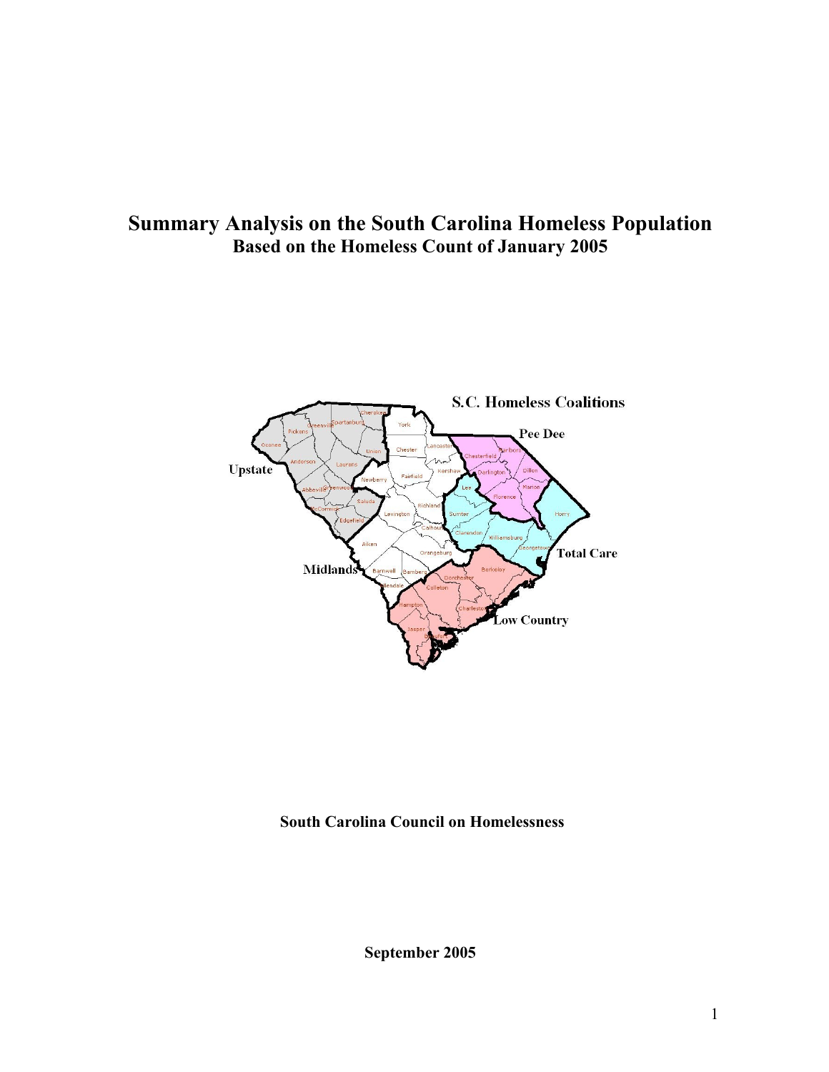# Summary Analysis on the South Carolina Homeless Population

## Based on the Homeless Count of January 2005

**South Carolina Council on Homelessness**

**September 2005**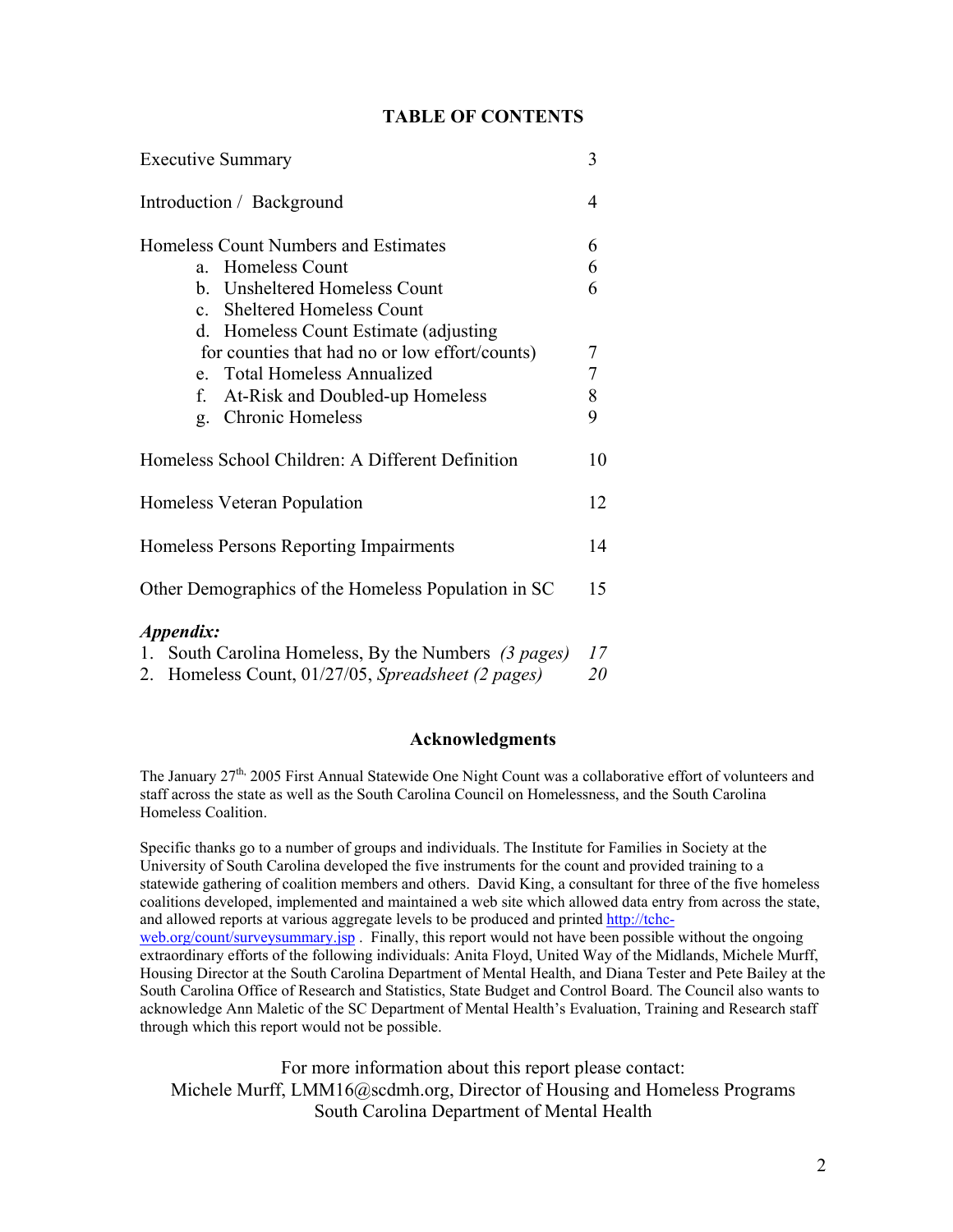# TABLE OF CONTENTS

| | |
|---|---|
| Executive Summary | 3 |
| Introduction / Background | 4 |
| Homeless Count Numbers and Estimates | 6 |
| a. Homeless Count | 6 |
| b. Unsheltered Homeless Count | 6 |
| c. Sheltered Homeless Count | |
| d. Homeless Count Estimate (adjusting for counties that had no or low effort/counts) | 7 |
| e. Total Homeless Annualized | 7 |
| f. At-Risk and Doubled-up Homeless | 8 |
| g. Chronic Homeless | 9 |
| Homeless School Children: A Different Definition | 10 |
| Homeless Veteran Population | 12 |
| Homeless Persons Reporting Impairments | 14 |
| Other Demographics of the Homeless Population in SC | 15 |
| ***Appendix:*** | |
| 1. South Carolina Homeless, By the Numbers *(3 pages)* | *17* |
| 2. Homeless Count, 01/27/05, *Spreadsheet (2 pages)* | *20* |

## Acknowledgments

The January 27[th,] 2005 First Annual Statewide One Night Count was a collaborative effort of volunteers and staff across the state as well as the South Carolina Council on Homelessness, and the South Carolina Homeless Coalition.

Specific thanks go to a number of groups and individuals. The Institute for Families in Society at the University of South Carolina developed the five instruments for the count and provided training to a statewide gathering of coalition members and others. David King, a consultant for three of the five homeless coalitions developed, implemented and maintained a web site which allowed data entry from across the state, and allowed reports at various aggregate levels to be produced and printed http://tchc-web.org/count/surveysummary.jsp . Finally, this report would not have been possible without the ongoing extraordinary efforts of the following individuals: Anita Floyd, United Way of the Midlands, Michele Murff, Housing Director at the South Carolina Department of Mental Health, and Diana Tester and Pete Bailey at the South Carolina Office of Research and Statistics, State Budget and Control Board. The Council also wants to acknowledge Ann Maletic of the SC Department of Mental Health's Evaluation, Training and Research staff through which this report would not be possible.

For more information about this report please contact:
Michele Murff, LMM16@scdmh.org, Director of Housing and Homeless Programs
South Carolina Department of Mental Health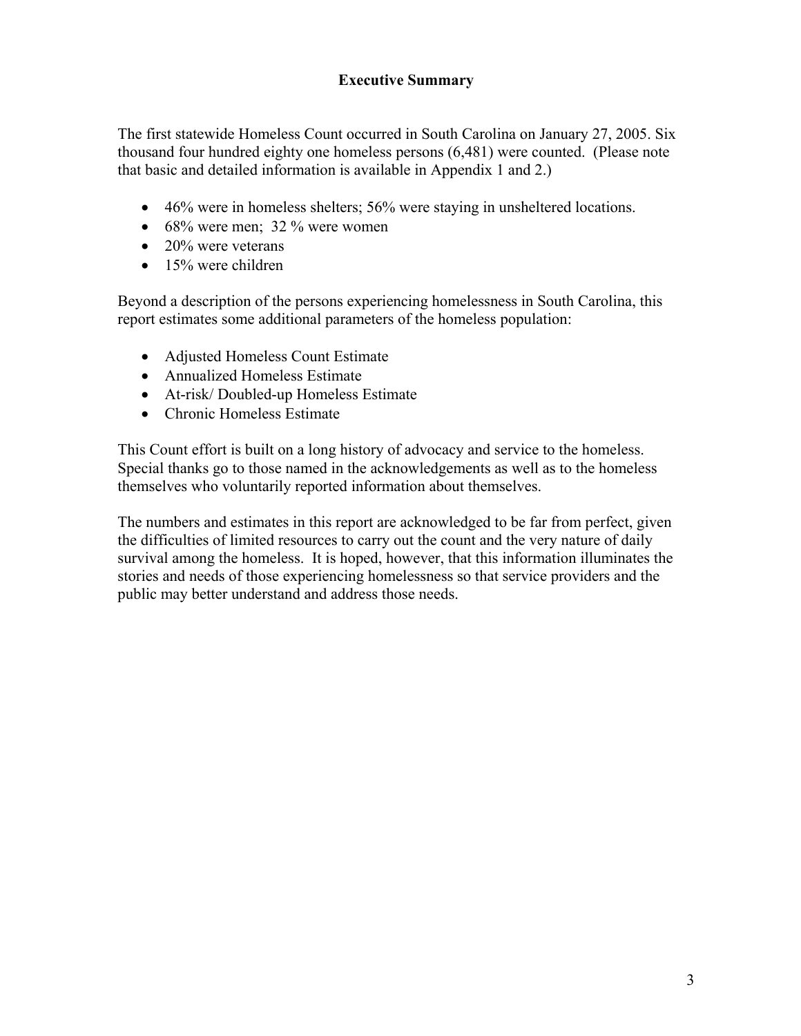# Executive Summary

The first statewide Homeless Count occurred in South Carolina on January 27, 2005. Six thousand four hundred eighty one homeless persons (6,481) were counted. (Please note that basic and detailed information is available in Appendix 1 and 2.)

- 46% were in homeless shelters; 56% were staying in unsheltered locations.
- 68% were men; 32 % were women
- 20% were veterans
- 15% were children

Beyond a description of the persons experiencing homelessness in South Carolina, this report estimates some additional parameters of the homeless population:

- Adjusted Homeless Count Estimate
- Annualized Homeless Estimate
- At-risk/ Doubled-up Homeless Estimate
- Chronic Homeless Estimate

This Count effort is built on a long history of advocacy and service to the homeless. Special thanks go to those named in the acknowledgements as well as to the homeless themselves who voluntarily reported information about themselves.

The numbers and estimates in this report are acknowledged to be far from perfect, given the difficulties of limited resources to carry out the count and the very nature of daily survival among the homeless. It is hoped, however, that this information illuminates the stories and needs of those experiencing homelessness so that service providers and the public may better understand and address those needs.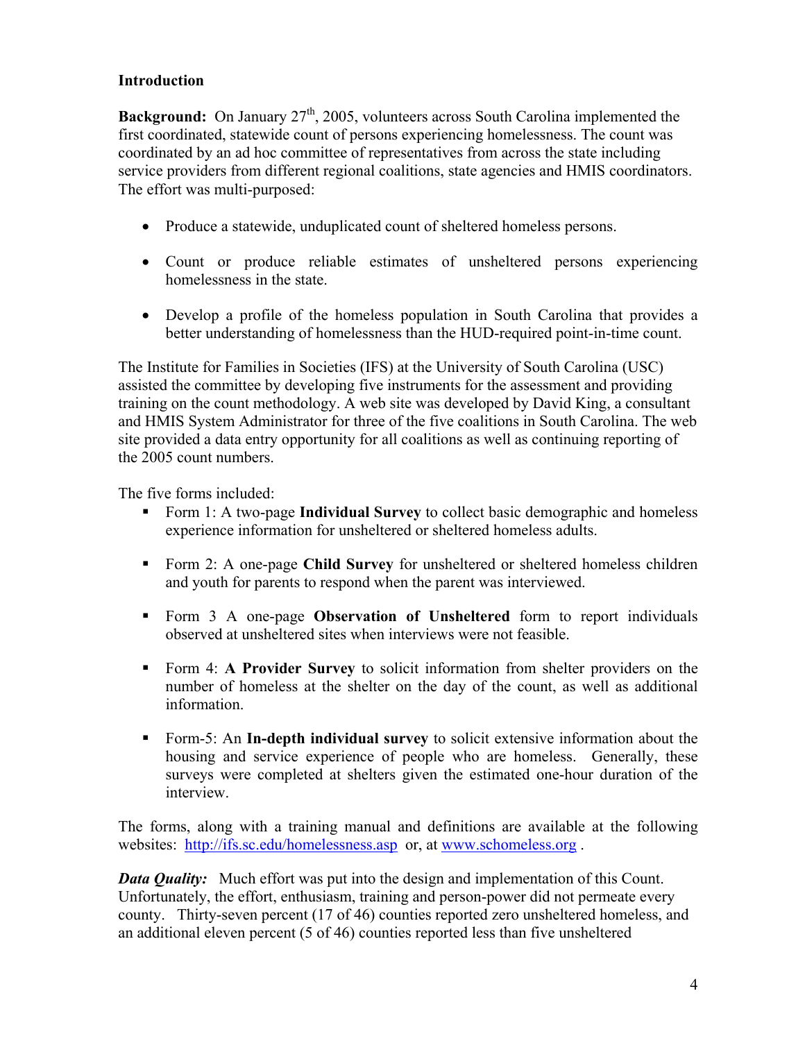### Introduction

**Background:** On January 27th, 2005, volunteers across South Carolina implemented the first coordinated, statewide count of persons experiencing homelessness. The count was coordinated by an ad hoc committee of representatives from across the state including service providers from different regional coalitions, state agencies and HMIS coordinators. The effort was multi-purposed:

- Produce a statewide, unduplicated count of sheltered homeless persons.
- Count or produce reliable estimates of unsheltered persons experiencing homelessness in the state.
- Develop a profile of the homeless population in South Carolina that provides a better understanding of homelessness than the HUD-required point-in-time count.

The Institute for Families in Societies (IFS) at the University of South Carolina (USC) assisted the committee by developing five instruments for the assessment and providing training on the count methodology. A web site was developed by David King, a consultant and HMIS System Administrator for three of the five coalitions in South Carolina. The web site provided a data entry opportunity for all coalitions as well as continuing reporting of the 2005 count numbers.

The five forms included:

- Form 1: A two-page **Individual Survey** to collect basic demographic and homeless experience information for unsheltered or sheltered homeless adults.
- Form 2: A one-page **Child Survey** for unsheltered or sheltered homeless children and youth for parents to respond when the parent was interviewed.
- Form 3 A one-page **Observation of Unsheltered** form to report individuals observed at unsheltered sites when interviews were not feasible.
- Form 4: **A Provider Survey** to solicit information from shelter providers on the number of homeless at the shelter on the day of the count, as well as additional information.
- Form-5: An **In-depth individual survey** to solicit extensive information about the housing and service experience of people who are homeless. Generally, these surveys were completed at shelters given the estimated one-hour duration of the interview.

The forms, along with a training manual and definitions are available at the following websites: http://ifs.sc.edu/homelessness.asp or, at www.schomeless.org .

***Data Quality:*** Much effort was put into the design and implementation of this Count. Unfortunately, the effort, enthusiasm, training and person-power did not permeate every county. Thirty-seven percent (17 of 46) counties reported zero unsheltered homeless, and an additional eleven percent (5 of 46) counties reported less than five unsheltered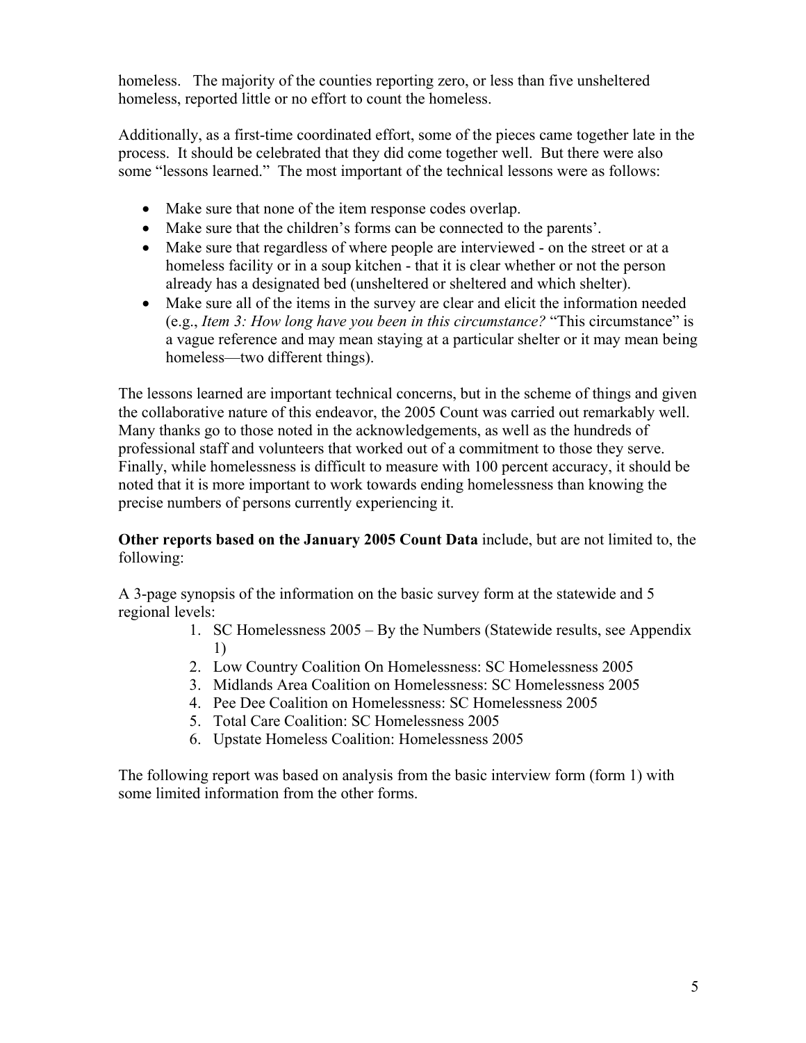homeless. The majority of the counties reporting zero, or less than five unsheltered homeless, reported little or no effort to count the homeless.

Additionally, as a first-time coordinated effort, some of the pieces came together late in the process. It should be celebrated that they did come together well. But there were also some "lessons learned." The most important of the technical lessons were as follows:

- Make sure that none of the item response codes overlap.
- Make sure that the children's forms can be connected to the parents'.
- Make sure that regardless of where people are interviewed - on the street or at a homeless facility or in a soup kitchen - that it is clear whether or not the person already has a designated bed (unsheltered or sheltered and which shelter).
- Make sure all of the items in the survey are clear and elicit the information needed (e.g., *Item 3: How long have you been in this circumstance?* "This circumstance" is a vague reference and may mean staying at a particular shelter or it may mean being homeless—two different things).

The lessons learned are important technical concerns, but in the scheme of things and given the collaborative nature of this endeavor, the 2005 Count was carried out remarkably well. Many thanks go to those noted in the acknowledgements, as well as the hundreds of professional staff and volunteers that worked out of a commitment to those they serve. Finally, while homelessness is difficult to measure with 100 percent accuracy, it should be noted that it is more important to work towards ending homelessness than knowing the precise numbers of persons currently experiencing it.

**Other reports based on the January 2005 Count Data** include, but are not limited to, the following:

A 3-page synopsis of the information on the basic survey form at the statewide and 5 regional levels:

1. SC Homelessness 2005 – By the Numbers (Statewide results, see Appendix 1)
2. Low Country Coalition On Homelessness: SC Homelessness 2005
3. Midlands Area Coalition on Homelessness: SC Homelessness 2005
4. Pee Dee Coalition on Homelessness: SC Homelessness 2005
5. Total Care Coalition: SC Homelessness 2005
6. Upstate Homeless Coalition: Homelessness 2005

The following report was based on analysis from the basic interview form (form 1) with some limited information from the other forms.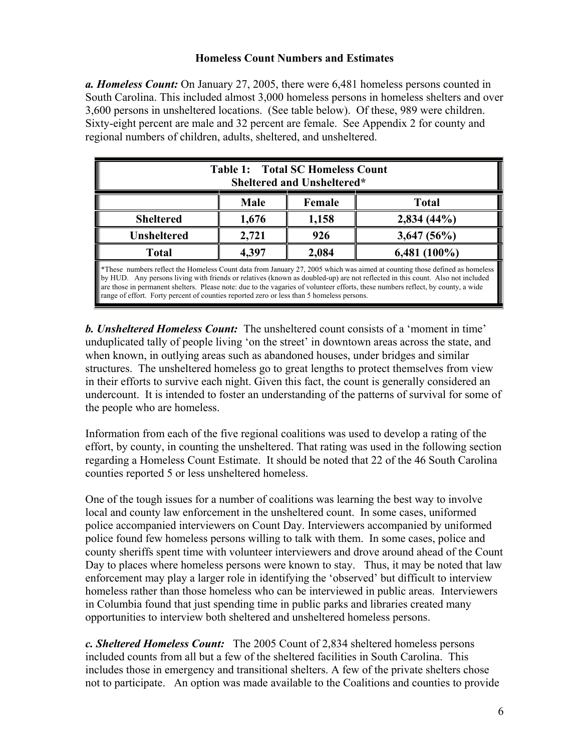## Homeless Count Numbers and Estimates

***a. Homeless Count:*** On January 27, 2005, there were 6,481 homeless persons counted in South Carolina. This included almost 3,000 homeless persons in homeless shelters and over 3,600 persons in unsheltered locations. (See table below). Of these, 989 were children. Sixty-eight percent are male and 32 percent are female. See Appendix 2 for county and regional numbers of children, adults, sheltered, and unsheltered.

**Table 1: Total SC Homeless Count Sheltered and Unsheltered***

| | Male | Female | Total |
|---|---|---|---|
| **Sheltered** | 1,676 | 1,158 | 2,834 (44%) |
| **Unsheltered** | 2,721 | 926 | 3,647 (56%) |
| **Total** | 4,397 | 2,084 | 6,481 (100%) |

*These numbers reflect the Homeless Count data from January 27, 2005 which was aimed at counting those defined as homeless by HUD. Any persons living with friends or relatives (known as doubled-up) are not reflected in this count. Also not included are those in permanent shelters. Please note: due to the vagaries of volunteer efforts, these numbers reflect, by county, a wide range of effort. Forty percent of counties reported zero or less than 5 homeless persons.

***b. Unsheltered Homeless Count:*** The unsheltered count consists of a 'moment in time' unduplicated tally of people living 'on the street' in downtown areas across the state, and when known, in outlying areas such as abandoned houses, under bridges and similar structures. The unsheltered homeless go to great lengths to protect themselves from view in their efforts to survive each night. Given this fact, the count is generally considered an undercount. It is intended to foster an understanding of the patterns of survival for some of the people who are homeless.

Information from each of the five regional coalitions was used to develop a rating of the effort, by county, in counting the unsheltered. That rating was used in the following section regarding a Homeless Count Estimate. It should be noted that 22 of the 46 South Carolina counties reported 5 or less unsheltered homeless.

One of the tough issues for a number of coalitions was learning the best way to involve local and county law enforcement in the unsheltered count. In some cases, uniformed police accompanied interviewers on Count Day. Interviewers accompanied by uniformed police found few homeless persons willing to talk with them. In some cases, police and county sheriffs spent time with volunteer interviewers and drove around ahead of the Count Day to places where homeless persons were known to stay. Thus, it may be noted that law enforcement may play a larger role in identifying the 'observed' but difficult to interview homeless rather than those homeless who can be interviewed in public areas. Interviewers in Columbia found that just spending time in public parks and libraries created many opportunities to interview both sheltered and unsheltered homeless persons.

***c. Sheltered Homeless Count:*** The 2005 Count of 2,834 sheltered homeless persons included counts from all but a few of the sheltered facilities in South Carolina. This includes those in emergency and transitional shelters. A few of the private shelters chose not to participate. An option was made available to the Coalitions and counties to provide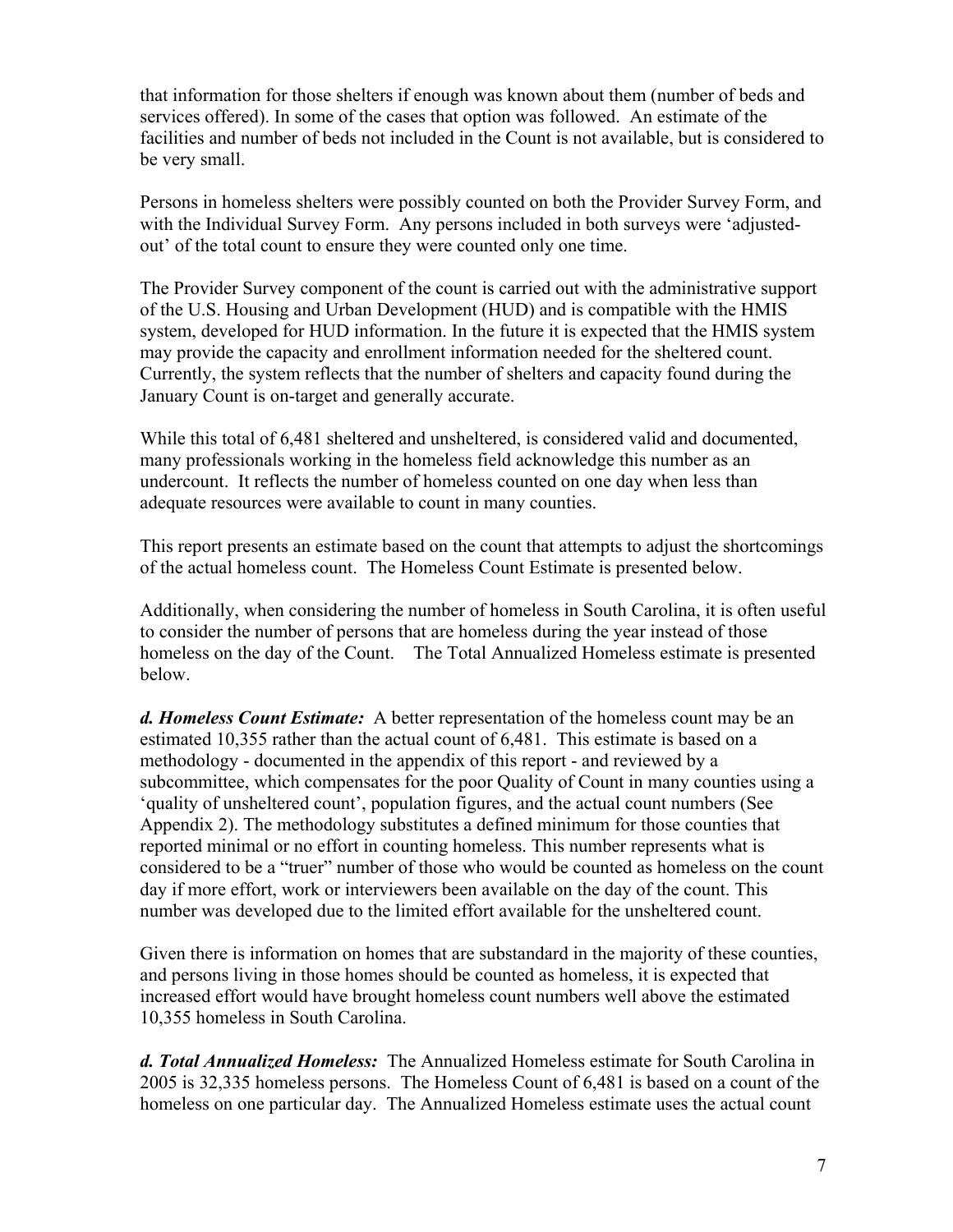that information for those shelters if enough was known about them (number of beds and services offered). In some of the cases that option was followed. An estimate of the facilities and number of beds not included in the Count is not available, but is considered to be very small.

Persons in homeless shelters were possibly counted on both the Provider Survey Form, and with the Individual Survey Form. Any persons included in both surveys were 'adjusted-out' of the total count to ensure they were counted only one time.

The Provider Survey component of the count is carried out with the administrative support of the U.S. Housing and Urban Development (HUD) and is compatible with the HMIS system, developed for HUD information. In the future it is expected that the HMIS system may provide the capacity and enrollment information needed for the sheltered count. Currently, the system reflects that the number of shelters and capacity found during the January Count is on-target and generally accurate.

While this total of 6,481 sheltered and unsheltered, is considered valid and documented, many professionals working in the homeless field acknowledge this number as an undercount. It reflects the number of homeless counted on one day when less than adequate resources were available to count in many counties.

This report presents an estimate based on the count that attempts to adjust the shortcomings of the actual homeless count. The Homeless Count Estimate is presented below.

Additionally, when considering the number of homeless in South Carolina, it is often useful to consider the number of persons that are homeless during the year instead of those homeless on the day of the Count. The Total Annualized Homeless estimate is presented below.

***d. Homeless Count Estimate:*** A better representation of the homeless count may be an estimated 10,355 rather than the actual count of 6,481. This estimate is based on a methodology - documented in the appendix of this report - and reviewed by a subcommittee, which compensates for the poor Quality of Count in many counties using a 'quality of unsheltered count', population figures, and the actual count numbers (See Appendix 2). The methodology substitutes a defined minimum for those counties that reported minimal or no effort in counting homeless. This number represents what is considered to be a "truer" number of those who would be counted as homeless on the count day if more effort, work or interviewers been available on the day of the count. This number was developed due to the limited effort available for the unsheltered count.

Given there is information on homes that are substandard in the majority of these counties, and persons living in those homes should be counted as homeless, it is expected that increased effort would have brought homeless count numbers well above the estimated 10,355 homeless in South Carolina.

***d. Total Annualized Homeless:*** The Annualized Homeless estimate for South Carolina in 2005 is 32,335 homeless persons. The Homeless Count of 6,481 is based on a count of the homeless on one particular day. The Annualized Homeless estimate uses the actual count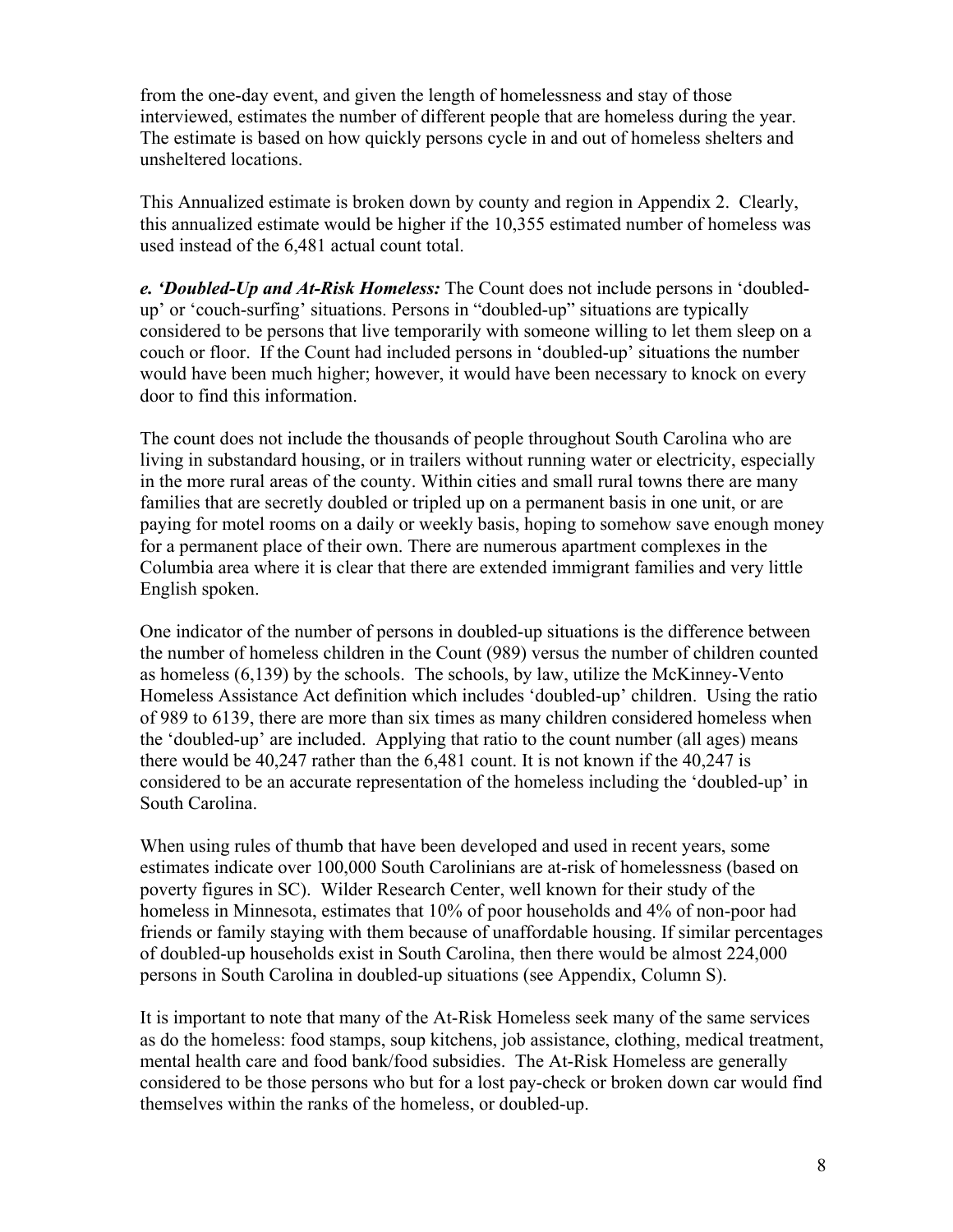from the one-day event, and given the length of homelessness and stay of those interviewed, estimates the number of different people that are homeless during the year. The estimate is based on how quickly persons cycle in and out of homeless shelters and unsheltered locations.

This Annualized estimate is broken down by county and region in Appendix 2. Clearly, this annualized estimate would be higher if the 10,355 estimated number of homeless was used instead of the 6,481 actual count total.

***e. 'Doubled-Up and At-Risk Homeless:*** The Count does not include persons in 'doubled-up' or 'couch-surfing' situations. Persons in "doubled-up" situations are typically considered to be persons that live temporarily with someone willing to let them sleep on a couch or floor. If the Count had included persons in 'doubled-up' situations the number would have been much higher; however, it would have been necessary to knock on every door to find this information.

The count does not include the thousands of people throughout South Carolina who are living in substandard housing, or in trailers without running water or electricity, especially in the more rural areas of the county. Within cities and small rural towns there are many families that are secretly doubled or tripled up on a permanent basis in one unit, or are paying for motel rooms on a daily or weekly basis, hoping to somehow save enough money for a permanent place of their own. There are numerous apartment complexes in the Columbia area where it is clear that there are extended immigrant families and very little English spoken.

One indicator of the number of persons in doubled-up situations is the difference between the number of homeless children in the Count (989) versus the number of children counted as homeless (6,139) by the schools. The schools, by law, utilize the McKinney-Vento Homeless Assistance Act definition which includes 'doubled-up' children. Using the ratio of 989 to 6139, there are more than six times as many children considered homeless when the 'doubled-up' are included. Applying that ratio to the count number (all ages) means there would be 40,247 rather than the 6,481 count. It is not known if the 40,247 is considered to be an accurate representation of the homeless including the 'doubled-up' in South Carolina.

When using rules of thumb that have been developed and used in recent years, some estimates indicate over 100,000 South Carolinians are at-risk of homelessness (based on poverty figures in SC). Wilder Research Center, well known for their study of the homeless in Minnesota, estimates that 10% of poor households and 4% of non-poor had friends or family staying with them because of unaffordable housing. If similar percentages of doubled-up households exist in South Carolina, then there would be almost 224,000 persons in South Carolina in doubled-up situations (see Appendix, Column S).

It is important to note that many of the At-Risk Homeless seek many of the same services as do the homeless: food stamps, soup kitchens, job assistance, clothing, medical treatment, mental health care and food bank/food subsidies. The At-Risk Homeless are generally considered to be those persons who but for a lost pay-check or broken down car would find themselves within the ranks of the homeless, or doubled-up.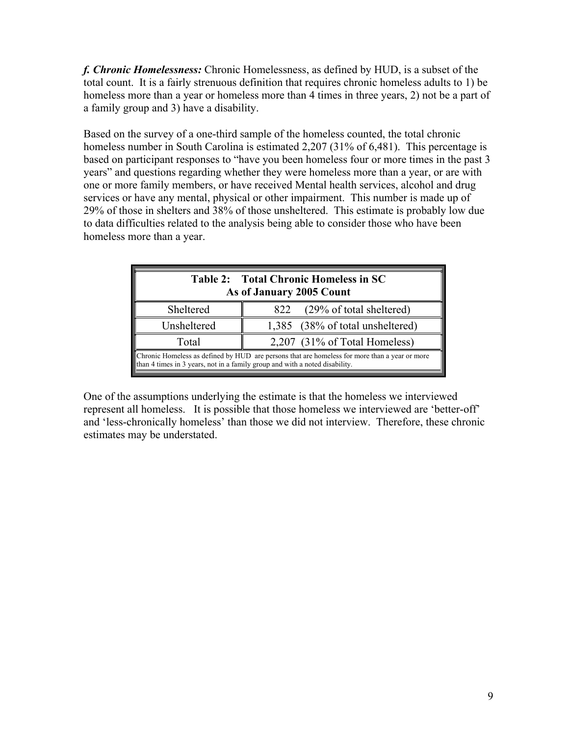***f. Chronic Homelessness:*** Chronic Homelessness, as defined by HUD, is a subset of the total count. It is a fairly strenuous definition that requires chronic homeless adults to 1) be homeless more than a year or homeless more than 4 times in three years, 2) not be a part of a family group and 3) have a disability.

Based on the survey of a one-third sample of the homeless counted, the total chronic homeless number in South Carolina is estimated 2,207 (31% of 6,481). This percentage is based on participant responses to "have you been homeless four or more times in the past 3 years" and questions regarding whether they were homeless more than a year, or are with one or more family members, or have received Mental health services, alcohol and drug services or have any mental, physical or other impairment. This number is made up of 29% of those in shelters and 38% of those unsheltered. This estimate is probably low due to data difficulties related to the analysis being able to consider those who have been homeless more than a year.

| **Table 2: Total Chronic Homeless in SC As of January 2005 Count** | |
|---|---|
| Sheltered | 822 (29% of total sheltered) |
| Unsheltered | 1,385 (38% of total unsheltered) |
| Total | 2,207 (31% of Total Homeless) |

Chronic Homeless as defined by HUD are persons that are homeless for more than a year or more than 4 times in 3 years, not in a family group and with a noted disability.

One of the assumptions underlying the estimate is that the homeless we interviewed represent all homeless. It is possible that those homeless we interviewed are 'better-off' and 'less-chronically homeless' than those we did not interview. Therefore, these chronic estimates may be understated.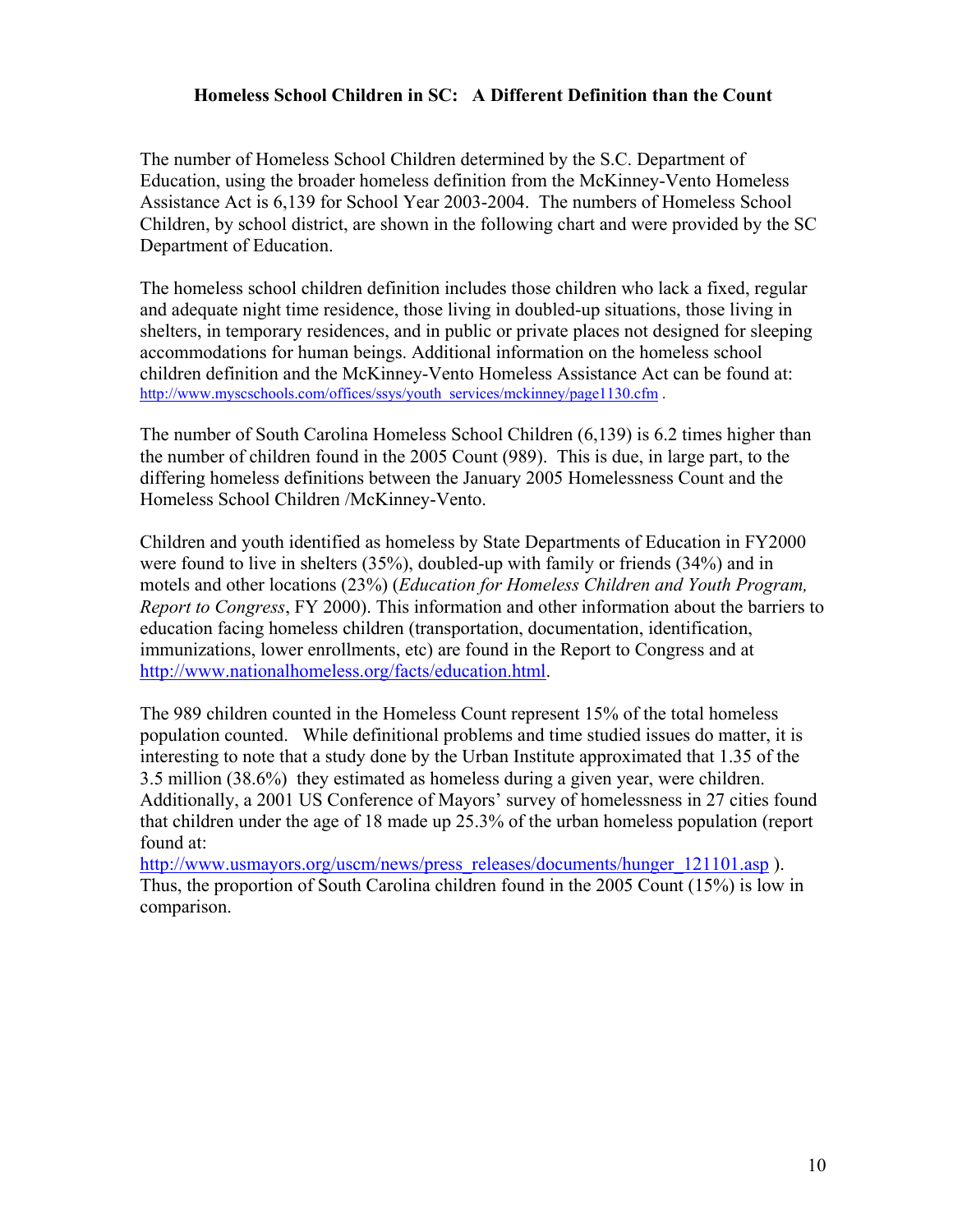### Homeless School Children in SC: A Different Definition than the Count

The number of Homeless School Children determined by the S.C. Department of Education, using the broader homeless definition from the McKinney-Vento Homeless Assistance Act is 6,139 for School Year 2003-2004. The numbers of Homeless School Children, by school district, are shown in the following chart and were provided by the SC Department of Education.

The homeless school children definition includes those children who lack a fixed, regular and adequate night time residence, those living in doubled-up situations, those living in shelters, in temporary residences, and in public or private places not designed for sleeping accommodations for human beings. Additional information on the homeless school children definition and the McKinney-Vento Homeless Assistance Act can be found at: http://www.myscschools.com/offices/ssys/youth_services/mckinney/page1130.cfm .

The number of South Carolina Homeless School Children (6,139) is 6.2 times higher than the number of children found in the 2005 Count (989). This is due, in large part, to the differing homeless definitions between the January 2005 Homelessness Count and the Homeless School Children /McKinney-Vento.

Children and youth identified as homeless by State Departments of Education in FY2000 were found to live in shelters (35%), doubled-up with family or friends (34%) and in motels and other locations (23%) (*Education for Homeless Children and Youth Program, Report to Congress*, FY 2000). This information and other information about the barriers to education facing homeless children (transportation, documentation, identification, immunizations, lower enrollments, etc) are found in the Report to Congress and at http://www.nationalhomeless.org/facts/education.html.

The 989 children counted in the Homeless Count represent 15% of the total homeless population counted. While definitional problems and time studied issues do matter, it is interesting to note that a study done by the Urban Institute approximated that 1.35 of the 3.5 million (38.6%) they estimated as homeless during a given year, were children. Additionally, a 2001 US Conference of Mayors' survey of homelessness in 27 cities found that children under the age of 18 made up 25.3% of the urban homeless population (report found at: http://www.usmayors.org/uscm/news/press_releases/documents/hunger_121101.asp ). Thus, the proportion of South Carolina children found in the 2005 Count (15%) is low in comparison.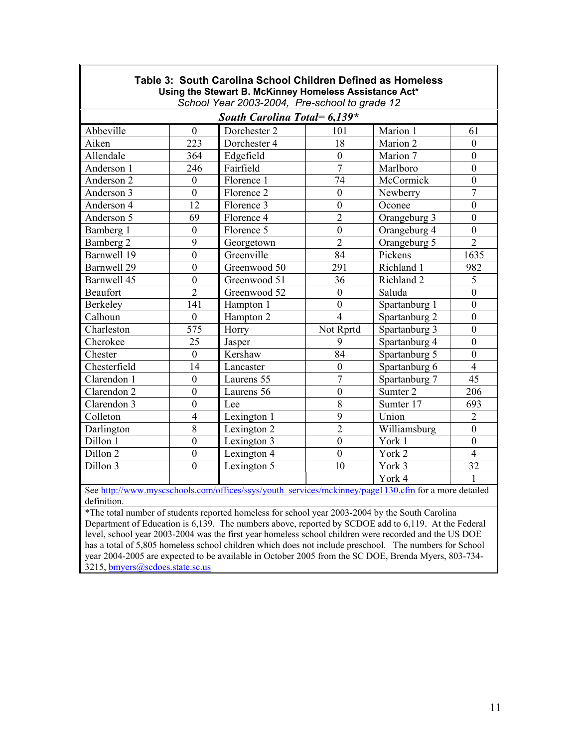**Table 3: South Carolina School Children Defined as Homeless**
**Using the Stewart B. McKinney Homeless Assistance Act***
*School Year 2003-2004, Pre-school to grade 12*

***South Carolina Total= 6,139****

| | | | | | |
|---|---|---|---|---|---|
| Abbeville | 0 | Dorchester 2 | 101 | Marion 1 | 61 |
| Aiken | 223 | Dorchester 4 | 18 | Marion 2 | 0 |
| Allendale | 364 | Edgefield | 0 | Marion 7 | 0 |
| Anderson 1 | 246 | Fairfield | 7 | Marlboro | 0 |
| Anderson 2 | 0 | Florence 1 | 74 | McCormick | 0 |
| Anderson 3 | 0 | Florence 2 | 0 | Newberry | 7 |
| Anderson 4 | 12 | Florence 3 | 0 | Oconee | 0 |
| Anderson 5 | 69 | Florence 4 | 2 | Orangeburg 3 | 0 |
| Bamberg 1 | 0 | Florence 5 | 0 | Orangeburg 4 | 0 |
| Bamberg 2 | 9 | Georgetown | 2 | Orangeburg 5 | 2 |
| Barnwell 19 | 0 | Greenville | 84 | Pickens | 1635 |
| Barnwell 29 | 0 | Greenwood 50 | 291 | Richland 1 | 982 |
| Barnwell 45 | 0 | Greenwood 51 | 36 | Richland 2 | 5 |
| Beaufort | 2 | Greenwood 52 | 0 | Saluda | 0 |
| Berkeley | 141 | Hampton 1 | 0 | Spartanburg 1 | 0 |
| Calhoun | 0 | Hampton 2 | 4 | Spartanburg 2 | 0 |
| Charleston | 575 | Horry | Not Rprtd | Spartanburg 3 | 0 |
| Cherokee | 25 | Jasper | 9 | Spartanburg 4 | 0 |
| Chester | 0 | Kershaw | 84 | Spartanburg 5 | 0 |
| Chesterfield | 14 | Lancaster | 0 | Spartanburg 6 | 4 |
| Clarendon 1 | 0 | Laurens 55 | 7 | Spartanburg 7 | 45 |
| Clarendon 2 | 0 | Laurens 56 | 0 | Sumter 2 | 206 |
| Clarendon 3 | 0 | Lee | 8 | Sumter 17 | 693 |
| Colleton | 4 | Lexington 1 | 9 | Union | 2 |
| Darlington | 8 | Lexington 2 | 2 | Williamsburg | 0 |
| Dillon 1 | 0 | Lexington 3 | 0 | York 1 | 0 |
| Dillon 2 | 0 | Lexington 4 | 0 | York 2 | 4 |
| Dillon 3 | 0 | Lexington 5 | 10 | York 3 | 32 |
| | | | | York 4 | 1 |

See http://www.myscschools.com/offices/ssys/youth_services/mckinney/page1130.cfm for a more detailed definition.

*The total number of students reported homeless for school year 2003-2004 by the South Carolina Department of Education is 6,139. The numbers above, reported by SCDOE add to 6,119. At the Federal level, school year 2003-2004 was the first year homeless school children were recorded and the US DOE has a total of 5,805 homeless school children which does not include preschool. The numbers for School year 2004-2005 are expected to be available in October 2005 from the SC DOE, Brenda Myers, 803-734-3215, bmyers@scdoes.state.sc.us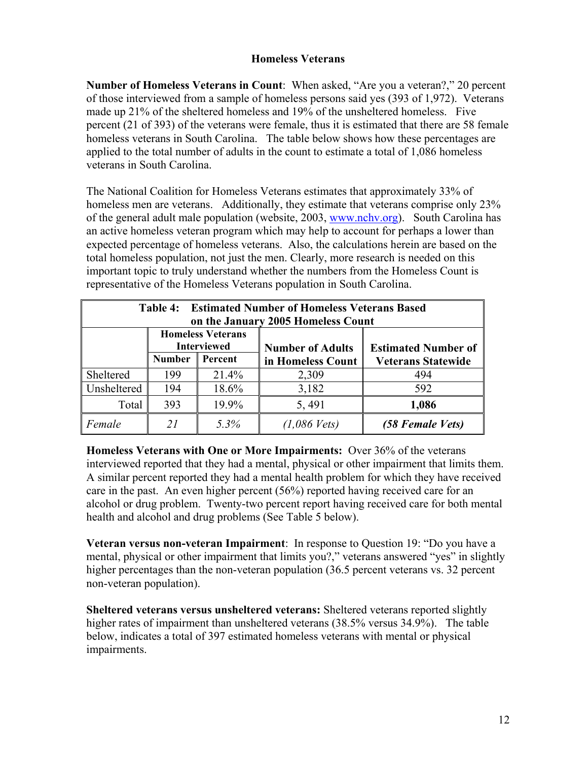## Homeless Veterans

**Number of Homeless Veterans in Count**: When asked, "Are you a veteran?," 20 percent of those interviewed from a sample of homeless persons said yes (393 of 1,972). Veterans made up 21% of the sheltered homeless and 19% of the unsheltered homeless. Five percent (21 of 393) of the veterans were female, thus it is estimated that there are 58 female homeless veterans in South Carolina. The table below shows how these percentages are applied to the total number of adults in the count to estimate a total of 1,086 homeless veterans in South Carolina.

The National Coalition for Homeless Veterans estimates that approximately 33% of homeless men are veterans. Additionally, they estimate that veterans comprise only 23% of the general adult male population (website, 2003, www.nchv.org). South Carolina has an active homeless veteran program which may help to account for perhaps a lower than expected percentage of homeless veterans. Also, the calculations herein are based on the total homeless population, not just the men. Clearly, more research is needed on this important topic to truly understand whether the numbers from the Homeless Count is representative of the Homeless Veterans population in South Carolina.

**Table 4: Estimated Number of Homeless Veterans Based on the January 2005 Homeless Count**

| | Homeless Veterans Interviewed | | Number of Adults in Homeless Count | Estimated Number of Veterans Statewide |
|---|---|---|---|---|
| | Number | Percent | | |
| Sheltered | 199 | 21.4% | 2,309 | 494 |
| Unsheltered | 194 | 18.6% | 3,182 | 592 |
| Total | 393 | 19.9% | 5, 491 | **1,086** |
| *Female* | *21* | *5.3%* | *(1,086 Vets)* | ***(58 Female Vets)*** |

**Homeless Veterans with One or More Impairments:** Over 36% of the veterans interviewed reported that they had a mental, physical or other impairment that limits them. A similar percent reported they had a mental health problem for which they have received care in the past. An even higher percent (56%) reported having received care for an alcohol or drug problem. Twenty-two percent report having received care for both mental health and alcohol and drug problems (See Table 5 below).

**Veteran versus non-veteran Impairment**: In response to Question 19: "Do you have a mental, physical or other impairment that limits you?," veterans answered "yes" in slightly higher percentages than the non-veteran population (36.5 percent veterans vs. 32 percent non-veteran population).

**Sheltered veterans versus unsheltered veterans:** Sheltered veterans reported slightly higher rates of impairment than unsheltered veterans (38.5% versus 34.9%). The table below, indicates a total of 397 estimated homeless veterans with mental or physical impairments.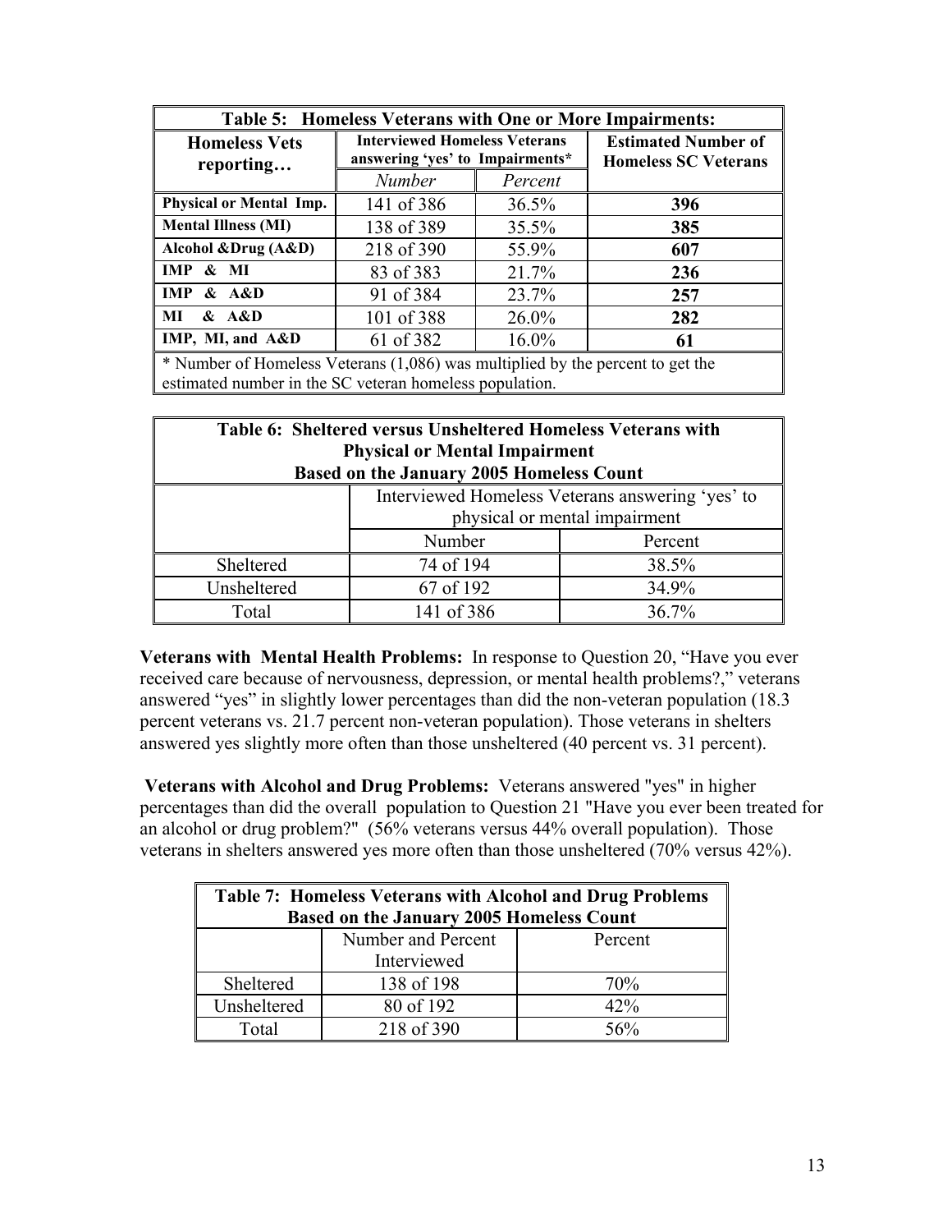| Table 5: Homeless Veterans with One or More Impairments: | | | |
|---|---|---|---|
| **Homeless Vets reporting…** | **Interviewed Homeless Veterans answering 'yes' to Impairments*** | | **Estimated Number of Homeless SC Veterans** |
| | *Number* | *Percent* | |
| **Physical or Mental Imp.** | 141 of 386 | 36.5% | **396** |
| **Mental Illness (MI)** | 138 of 389 | 35.5% | **385** |
| **Alcohol &Drug (A&D)** | 218 of 390 | 55.9% | **607** |
| **IMP & MI** | 83 of 383 | 21.7% | **236** |
| **IMP & A&D** | 91 of 384 | 23.7% | **257** |
| **MI & A&D** | 101 of 388 | 26.0% | **282** |
| **IMP, MI, and A&D** | 61 of 382 | 16.0% | **61** |

* Number of Homeless Veterans (1,086) was multiplied by the percent to get the estimated number in the SC veteran homeless population.

| Table 6: Sheltered versus Unsheltered Homeless Veterans with Physical or Mental Impairment Based on the January 2005 Homeless Count | | |
|---|---|---|
| | Interviewed Homeless Veterans answering 'yes' to physical or mental impairment | |
| | Number | Percent |
| Sheltered | 74 of 194 | 38.5% |
| Unsheltered | 67 of 192 | 34.9% |
| Total | 141 of 386 | 36.7% |

**Veterans with Mental Health Problems:** In response to Question 20, "Have you ever received care because of nervousness, depression, or mental health problems?," veterans answered "yes" in slightly lower percentages than did the non-veteran population (18.3 percent veterans vs. 21.7 percent non-veteran population). Those veterans in shelters answered yes slightly more often than those unsheltered (40 percent vs. 31 percent).

**Veterans with Alcohol and Drug Problems:** Veterans answered "yes" in higher percentages than did the overall population to Question 21 "Have you ever been treated for an alcohol or drug problem?" (56% veterans versus 44% overall population). Those veterans in shelters answered yes more often than those unsheltered (70% versus 42%).

| Table 7: Homeless Veterans with Alcohol and Drug Problems Based on the January 2005 Homeless Count | | |
|---|---|---|
| | Number and Percent Interviewed | Percent |
| Sheltered | 138 of 198 | 70% |
| Unsheltered | 80 of 192 | 42% |
| Total | 218 of 390 | 56% |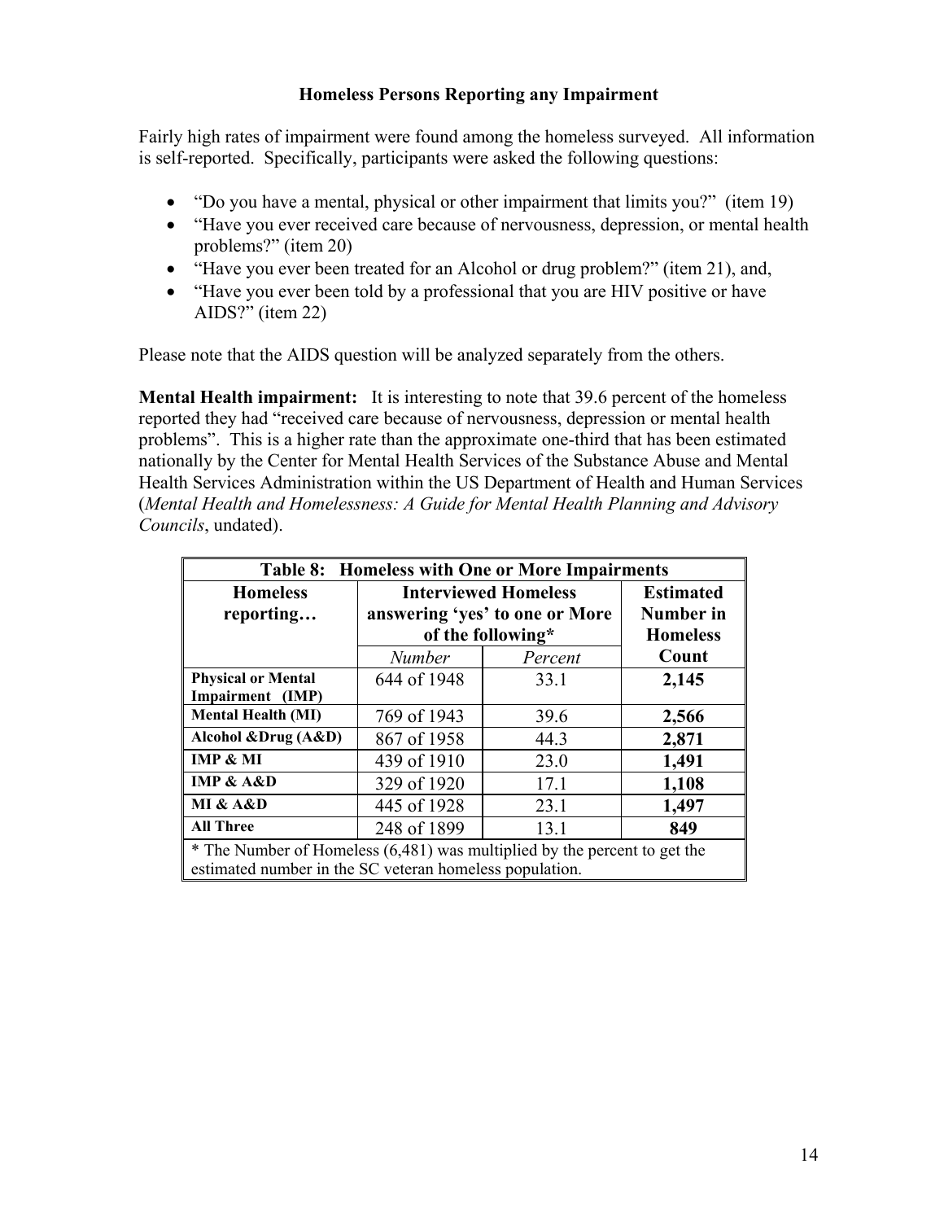## Homeless Persons Reporting any Impairment

Fairly high rates of impairment were found among the homeless surveyed. All information is self-reported. Specifically, participants were asked the following questions:

- "Do you have a mental, physical or other impairment that limits you?" (item 19)
- "Have you ever received care because of nervousness, depression, or mental health problems?" (item 20)
- "Have you ever been treated for an Alcohol or drug problem?" (item 21), and,
- "Have you ever been told by a professional that you are HIV positive or have AIDS?" (item 22)

Please note that the AIDS question will be analyzed separately from the others.

**Mental Health impairment:** It is interesting to note that 39.6 percent of the homeless reported they had "received care because of nervousness, depression or mental health problems". This is a higher rate than the approximate one-third that has been estimated nationally by the Center for Mental Health Services of the Substance Abuse and Mental Health Services Administration within the US Department of Health and Human Services (*Mental Health and Homelessness: A Guide for Mental Health Planning and Advisory Councils*, undated).

**Table 8: Homeless with One or More Impairments**

| Homeless reporting… | Interviewed Homeless answering 'yes' to one or More of the following* | | Estimated Number in Homeless Count |
|---|---|---|---|
| | *Number* | *Percent* | |
| **Physical or Mental Impairment (IMP)** | 644 of 1948 | 33.1 | **2,145** |
| **Mental Health (MI)** | 769 of 1943 | 39.6 | **2,566** |
| **Alcohol &Drug (A&D)** | 867 of 1958 | 44.3 | **2,871** |
| **IMP & MI** | 439 of 1910 | 23.0 | **1,491** |
| **IMP & A&D** | 329 of 1920 | 17.1 | **1,108** |
| **MI & A&D** | 445 of 1928 | 23.1 | **1,497** |
| **All Three** | 248 of 1899 | 13.1 | **849** |

* The Number of Homeless (6,481) was multiplied by the percent to get the estimated number in the SC veteran homeless population.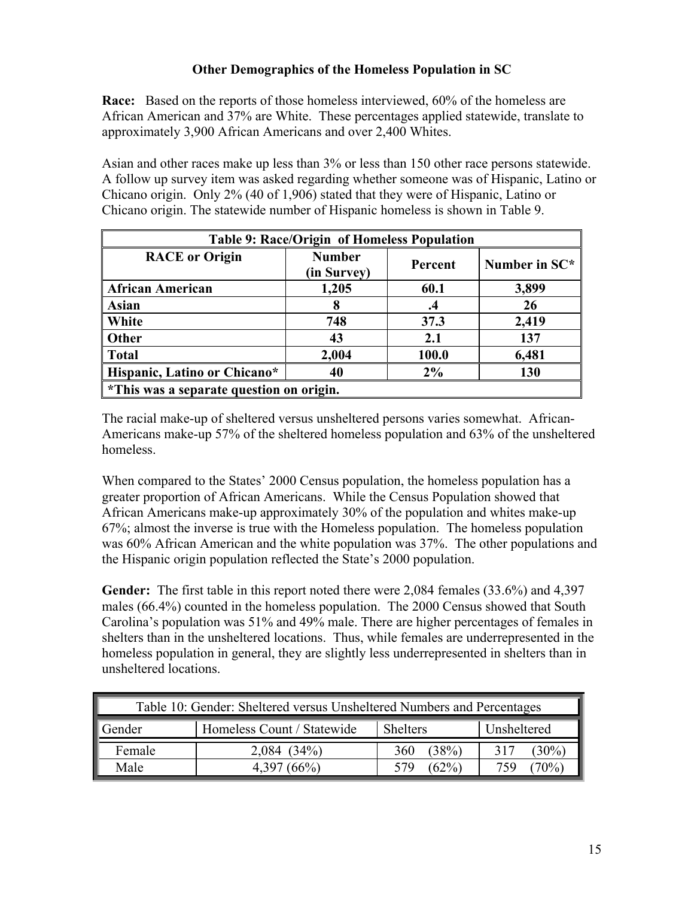## Other Demographics of the Homeless Population in SC

**Race:** Based on the reports of those homeless interviewed, 60% of the homeless are African American and 37% are White. These percentages applied statewide, translate to approximately 3,900 African Americans and over 2,400 Whites.

Asian and other races make up less than 3% or less than 150 other race persons statewide. A follow up survey item was asked regarding whether someone was of Hispanic, Latino or Chicano origin. Only 2% (40 of 1,906) stated that they were of Hispanic, Latino or Chicano origin. The statewide number of Hispanic homeless is shown in Table 9.

| Table 9: Race/Origin of Homeless Population | | | |
|---|---|---|---|
| **RACE or Origin** | **Number (in Survey)** | **Percent** | **Number in SC*** |
| **African American** | **1,205** | **60.1** | **3,899** |
| **Asian** | **8** | **.4** | **26** |
| **White** | **748** | **37.3** | **2,419** |
| **Other** | **43** | **2.1** | **137** |
| **Total** | **2,004** | **100.0** | **6,481** |
| **Hispanic, Latino or Chicano*** | **40** | **2%** | **130** |
| ***This was a separate question on origin.** | | | |

The racial make-up of sheltered versus unsheltered persons varies somewhat. African-Americans make-up 57% of the sheltered homeless population and 63% of the unsheltered homeless.

When compared to the States' 2000 Census population, the homeless population has a greater proportion of African Americans. While the Census Population showed that African Americans make-up approximately 30% of the population and whites make-up 67%; almost the inverse is true with the Homeless population. The homeless population was 60% African American and the white population was 37%. The other populations and the Hispanic origin population reflected the State's 2000 population.

**Gender:** The first table in this report noted there were 2,084 females (33.6%) and 4,397 males (66.4%) counted in the homeless population. The 2000 Census showed that South Carolina's population was 51% and 49% male. There are higher percentages of females in shelters than in the unsheltered locations. Thus, while females are underrepresented in the homeless population in general, they are slightly less underrepresented in shelters than in unsheltered locations.

| Table 10: Gender: Sheltered versus Unsheltered Numbers and Percentages | | | |
|---|---|---|---|
| Gender | Homeless Count / Statewide | Shelters | Unsheltered |
| Female | 2,084 (34%) | 360 (38%) | 317 (30%) |
| Male | 4,397 (66%) | 579 (62%) | 759 (70%) |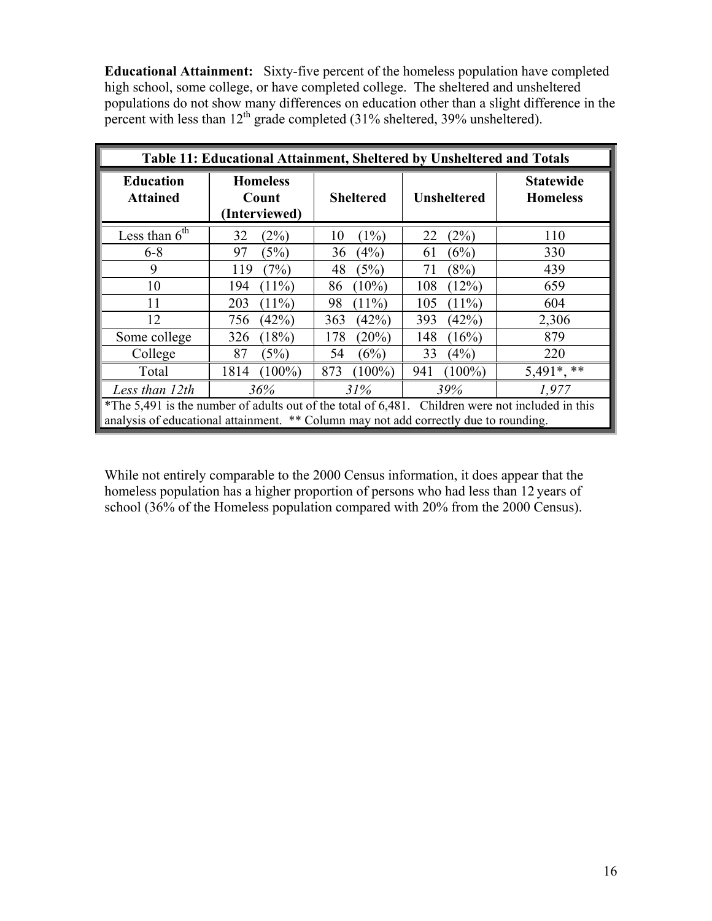**Educational Attainment:** Sixty-five percent of the homeless population have completed high school, some college, or have completed college. The sheltered and unsheltered populations do not show many differences on education other than a slight difference in the percent with less than 12th grade completed (31% sheltered, 39% unsheltered).

**Table 11: Educational Attainment, Sheltered by Unsheltered and Totals**

| Education Attained | Homeless Count (Interviewed) | Sheltered | Unsheltered | Statewide Homeless |
|---|---|---|---|---|
| Less than 6th | 32 (2%) | 10 (1%) | 22 (2%) | 110 |
| 6-8 | 97 (5%) | 36 (4%) | 61 (6%) | 330 |
| 9 | 119 (7%) | 48 (5%) | 71 (8%) | 439 |
| 10 | 194 (11%) | 86 (10%) | 108 (12%) | 659 |
| 11 | 203 (11%) | 98 (11%) | 105 (11%) | 604 |
| 12 | 756 (42%) | 363 (42%) | 393 (42%) | 2,306 |
| Some college | 326 (18%) | 178 (20%) | 148 (16%) | 879 |
| College | 87 (5%) | 54 (6%) | 33 (4%) | 220 |
| Total | 1814 (100%) | 873 (100%) | 941 (100%) | 5,491*, ** |
| *Less than 12th* | *36%* | *31%* | *39%* | *1,977* |

*The 5,491 is the number of adults out of the total of 6,481. Children were not included in this analysis of educational attainment. ** Column may not add correctly due to rounding.

While not entirely comparable to the 2000 Census information, it does appear that the homeless population has a higher proportion of persons who had less than 12 years of school (36% of the Homeless population compared with 20% from the 2000 Census).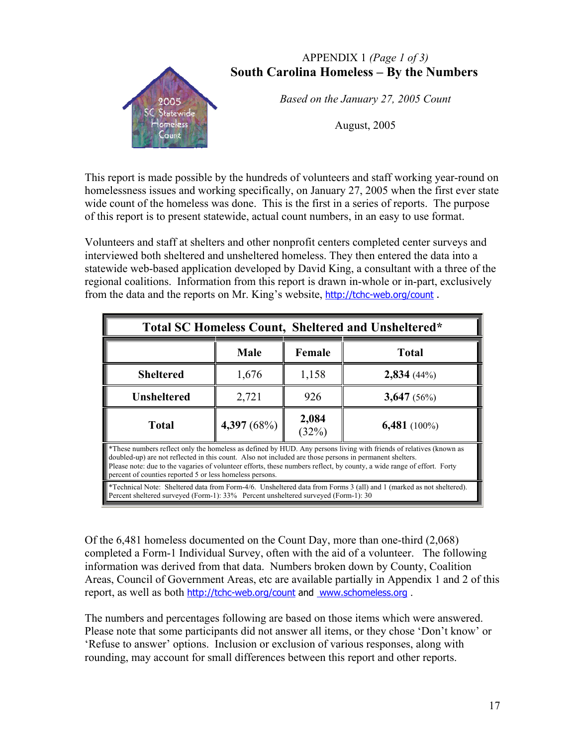APPENDIX 1 *(Page 1 of 3)*

# South Carolina Homeless – By the Numbers

*Based on the January 27, 2005 Count*

August, 2005

This report is made possible by the hundreds of volunteers and staff working year-round on homelessness issues and working specifically, on January 27, 2005 when the first ever state wide count of the homeless was done. This is the first in a series of reports. The purpose of this report is to present statewide, actual count numbers, in an easy to use format.

Volunteers and staff at shelters and other nonprofit centers completed center surveys and interviewed both sheltered and unsheltered homeless. They then entered the data into a statewide web-based application developed by David King, a consultant with a three of the regional coalitions. Information from this report is drawn in-whole or in-part, exclusively from the data and the reports on Mr. King's website, http://tchc-web.org/count .

**Total SC Homeless Count, Sheltered and Unsheltered***

| | Male | Female | Total |
|---|---|---|---|
| **Sheltered** | 1,676 | 1,158 | **2,834** (44%) |
| **Unsheltered** | 2,721 | 926 | **3,647** (56%) |
| **Total** | **4,397** (68%) | **2,084** (32%) | **6,481** (100%) |

*These numbers reflect only the homeless as defined by HUD. Any persons living with friends of relatives (known as doubled-up) are not reflected in this count. Also not included are those persons in permanent shelters.
Please note: due to the vagaries of volunteer efforts, these numbers reflect, by county, a wide range of effort. Forty percent of counties reported 5 or less homeless persons.

*Technical Note: Sheltered data from Form-4/6. Unsheltered data from Forms 3 (all) and 1 (marked as not sheltered).
Percent sheltered surveyed (Form-1): 33% Percent unsheltered surveyed (Form-1): 30

Of the 6,481 homeless documented on the Count Day, more than one-third (2,068) completed a Form-1 Individual Survey, often with the aid of a volunteer. The following information was derived from that data. Numbers broken down by County, Coalition Areas, Council of Government Areas, etc are available partially in Appendix 1 and 2 of this report, as well as both http://tchc-web.org/count and www.schomeless.org .

The numbers and percentages following are based on those items which were answered. Please note that some participants did not answer all items, or they chose 'Don't know' or 'Refuse to answer' options. Inclusion or exclusion of various responses, along with rounding, may account for small differences between this report and other reports.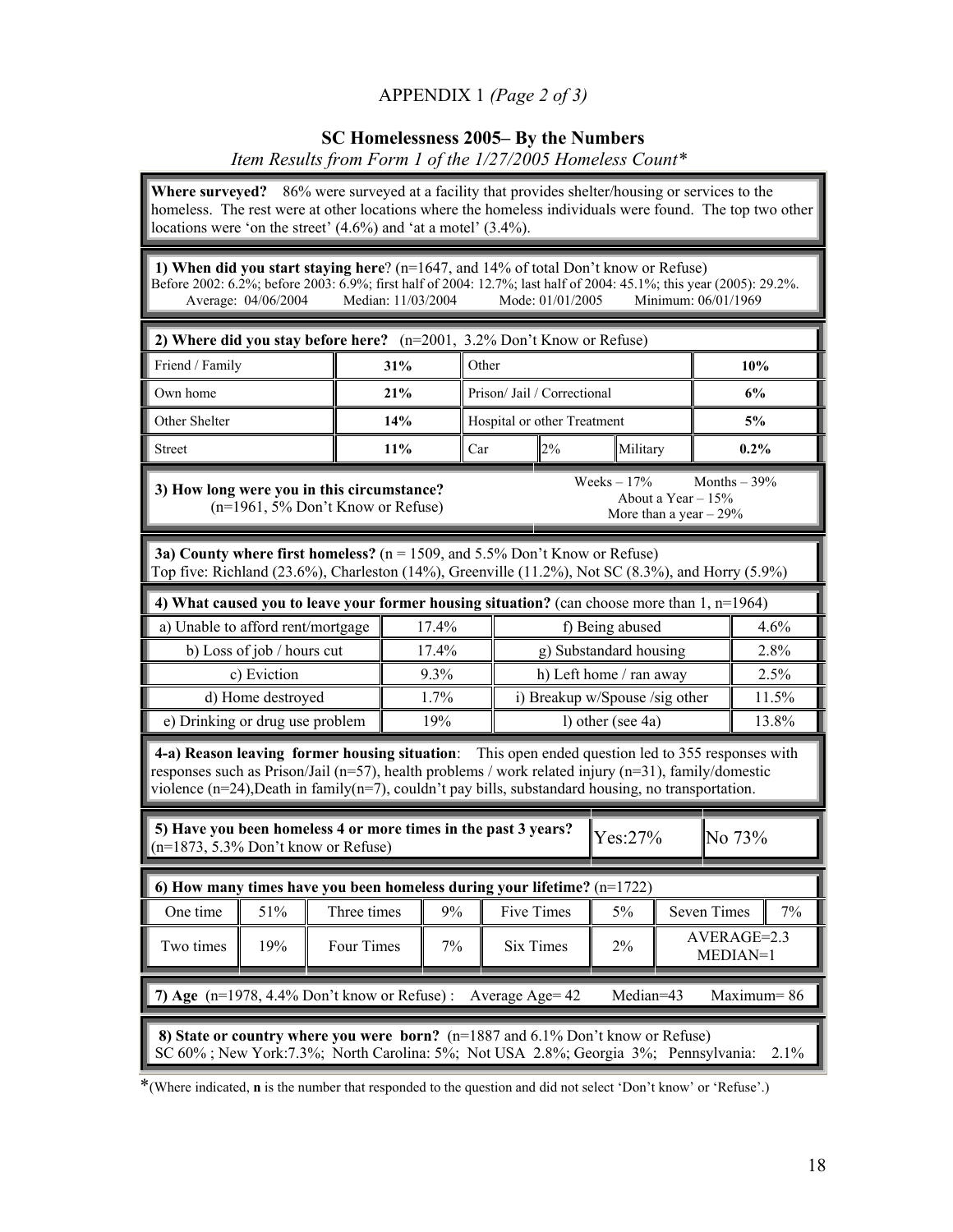APPENDIX 1 *(Page 2 of 3)*

## SC Homelessness 2005– By the Numbers

*Item Results from Form 1 of the 1/27/2005 Homeless Count\**

**Where surveyed?** 86% were surveyed at a facility that provides shelter/housing or services to the homeless. The rest were at other locations where the homeless individuals were found. The top two other locations were 'on the street' (4.6%) and 'at a motel' (3.4%).

**1) When did you start staying here**? (n=1647, and 14% of total Don't know or Refuse)
Before 2002: 6.2%; before 2003: 6.9%; first half of 2004: 12.7%; last half of 2004: 45.1%; this year (2005): 29.2%.
Average: 04/06/2004 Median: 11/03/2004 Mode: 01/01/2005 Minimum: 06/01/1969

**2) Where did you stay before here?** (n=2001, 3.2% Don't Know or Refuse)

| | | | |
|---|---|---|---|
| Friend / Family | **31%** | Other | **10%** |
| Own home | **21%** | Prison/ Jail / Correctional | **6%** |
| Other Shelter | **14%** | Hospital or other Treatment | **5%** |
| Street | **11%** | Car 2% / Military | **0.2%** |

**3) How long were you in this circumstance?** (n=1961, 5% Don't Know or Refuse)
Weeks – 17% Months – 39% About a Year – 15% More than a year – 29%

**3a) County where first homeless?** (n = 1509, and 5.5% Don't Know or Refuse)
Top five: Richland (23.6%), Charleston (14%), Greenville (11.2%), Not SC (8.3%), and Horry (5.9%)

**4) What caused you to leave your former housing situation?** (can choose more than 1, n=1964)

| | | | |
|---|---|---|---|
| a) Unable to afford rent/mortgage | 17.4% | f) Being abused | 4.6% |
| b) Loss of job / hours cut | 17.4% | g) Substandard housing | 2.8% |
| c) Eviction | 9.3% | h) Left home / ran away | 2.5% |
| d) Home destroyed | 1.7% | i) Breakup w/Spouse /sig other | 11.5% |
| e) Drinking or drug use problem | 19% | l) other (see 4a) | 13.8% |

**4-a) Reason leaving former housing situation**: This open ended question led to 355 responses with responses such as Prison/Jail (n=57), health problems / work related injury (n=31), family/domestic violence (n=24),Death in family(n=7), couldn't pay bills, substandard housing, no transportation.

**5) Have you been homeless 4 or more times in the past 3 years?** (n=1873, 5.3% Don't know or Refuse) Yes:27% No 73%

**6) How many times have you been homeless during your lifetime?** (n=1722)

| | | | | | | | |
|---|---|---|---|---|---|---|---|
| One time | 51% | Three times | 9% | Five Times | 5% | Seven Times | 7% |
| Two times | 19% | Four Times | 7% | Six Times | 2% | AVERAGE=2.3 MEDIAN=1 | |

**7) Age** (n=1978, 4.4% Don't know or Refuse) : Average Age= 42 Median=43 Maximum= 86

**8) State or country where you were born?** (n=1887 and 6.1% Don't know or Refuse)
SC 60% ; New York:7.3%; North Carolina: 5%; Not USA 2.8%; Georgia 3%; Pennsylvania: 2.1%

\*(Where indicated, **n** is the number that responded to the question and did not select 'Don't know' or 'Refuse'.)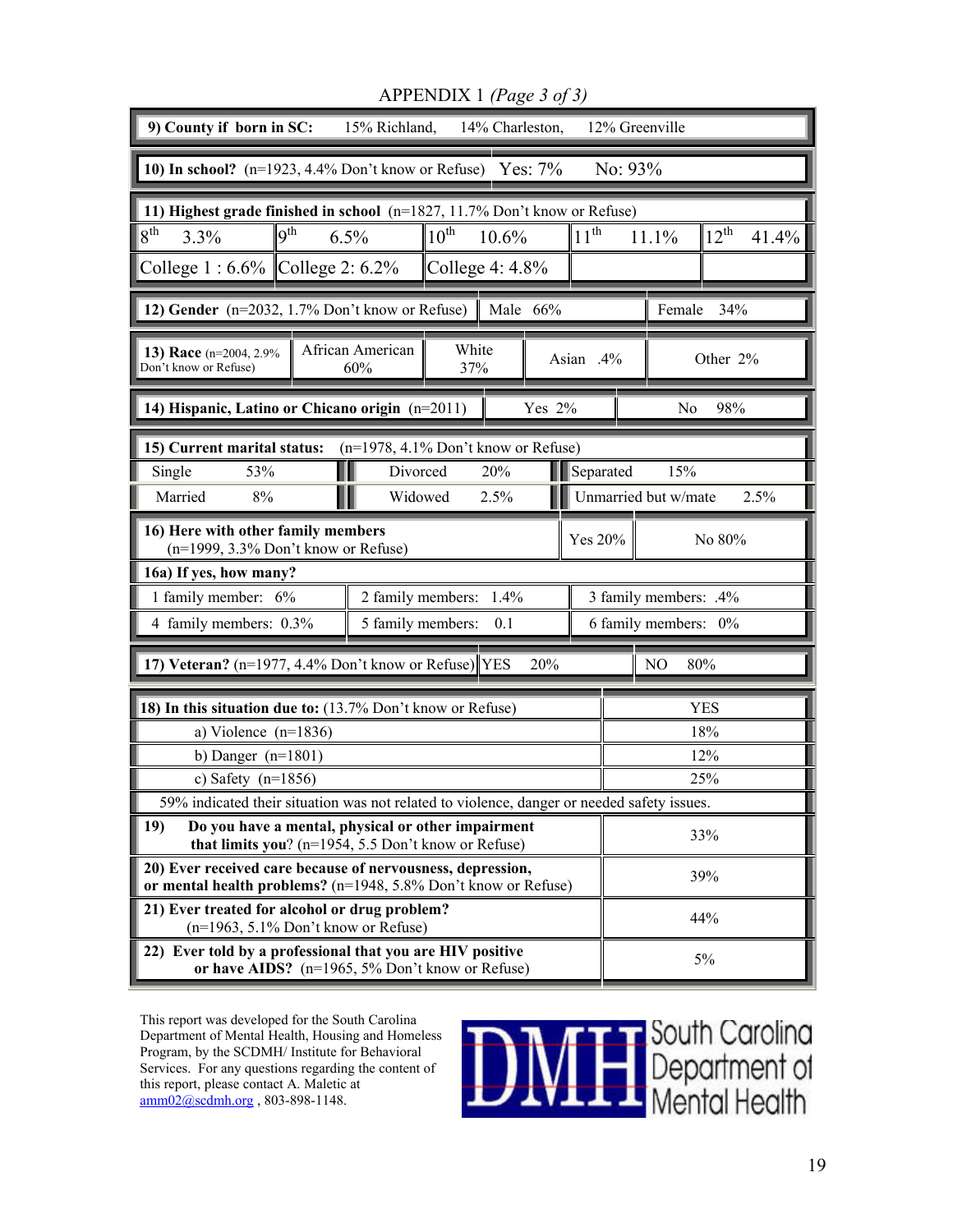# APPENDIX 1 *(Page 3 of 3)*

| **9) County if born in SC:** | 15% Richland, | 14% Charleston, | 12% Greenville |
|---|---|---|---|

| **10) In school?** (n=1923, 4.4% Don't know or Refuse) | Yes: 7% | No: 93% |
|---|---|---|

| **11) Highest grade finished in school** (n=1827, 11.7% Don't know or Refuse) | | | | |
|---|---|---|---|---|
| 8th 3.3% | 9th 6.5% | 10th 10.6% | 11th 11.1% | 12th 41.4% |
| College 1 : 6.6% | College 2: 6.2% | College 4: 4.8% | | |

| **12) Gender** (n=2032, 1.7% Don't know or Refuse) | Male 66% | Female 34% |
|---|---|---|

| **13) Race** (n=2004, 2.9% Don't know or Refuse) | African American 60% | White 37% | Asian .4% | Other 2% |
|---|---|---|---|---|

| **14) Hispanic, Latino or Chicano origin** (n=2011) | Yes 2% | No 98% |
|---|---|---|

| **15) Current marital status:** (n=1978, 4.1% Don't know or Refuse) | | |
|---|---|---|
| Single 53% | Divorced 20% | Separated 15% |
| Married 8% | Widowed 2.5% | Unmarried but w/mate 2.5% |

| **16) Here with other family members** (n=1999, 3.3% Don't know or Refuse) | Yes 20% | No 80% |
|---|---|---|
| **16a) If yes, how many?** | | |
| 1 family member: 6% | 2 family members: 1.4% | 3 family members: .4% |
| 4 family members: 0.3% | 5 family members: 0.1 | 6 family members: 0% |

| **17) Veteran?** (n=1977, 4.4% Don't know or Refuse) | YES 20% | NO 80% |
|---|---|---|

| **18) In this situation due to:** (13.7% Don't know or Refuse) | YES |
|---|---|
| a) Violence (n=1836) | 18% |
| b) Danger (n=1801) | 12% |
| c) Safety (n=1856) | 25% |
| 59% indicated their situation was not related to violence, danger or needed safety issues. | |
| **19) Do you have a mental, physical or other impairment that limits you**? (n=1954, 5.5 Don't know or Refuse) | 33% |
| **20) Ever received care because of nervousness, depression, or mental health problems?** (n=1948, 5.8% Don't know or Refuse) | 39% |
| **21) Ever treated for alcohol or drug problem?** (n=1963, 5.1% Don't know or Refuse) | 44% |
| **22) Ever told by a professional that you are HIV positive or have AIDS?** (n=1965, 5% Don't know or Refuse) | 5% |

This report was developed for the South Carolina Department of Mental Health, Housing and Homeless Program, by the SCDMH/ Institute for Behavioral Services. For any questions regarding the content of this report, please contact A. Maletic at amm02@scdmh.org , 803-898-1148.

DMH South Carolina Department of Mental Health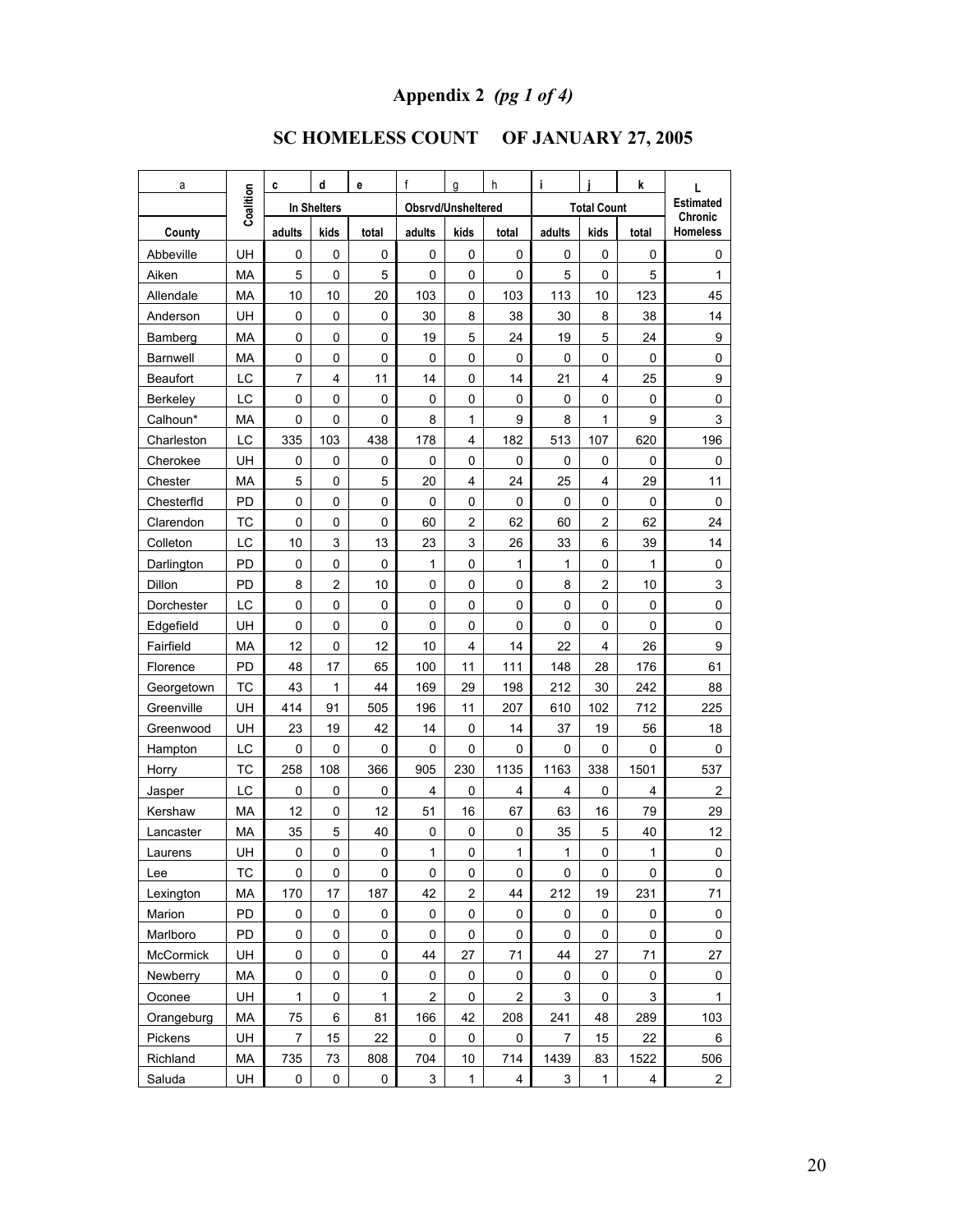# Appendix 2 *(pg 1 of 4)*

## SC HOMELESS COUNT OF JANUARY 27, 2005

| a | | c | d | e | f | g | h | i | j | k | L |
|---|---|---|---|---|---|---|---|---|---|---|---|
| | Coalition | In Shelters | | | Obsrvd/Unsheltered | | | Total Count | | | Estimated Chronic Homeless |
| County | | adults | kids | total | adults | kids | total | adults | kids | total | |
| Abbeville | UH | 0 | 0 | 0 | 0 | 0 | 0 | 0 | 0 | 0 | 0 |
| Aiken | MA | 5 | 0 | 5 | 0 | 0 | 0 | 5 | 0 | 5 | 1 |
| Allendale | MA | 10 | 10 | 20 | 103 | 0 | 103 | 113 | 10 | 123 | 45 |
| Anderson | UH | 0 | 0 | 0 | 30 | 8 | 38 | 30 | 8 | 38 | 14 |
| Bamberg | MA | 0 | 0 | 0 | 19 | 5 | 24 | 19 | 5 | 24 | 9 |
| Barnwell | MA | 0 | 0 | 0 | 0 | 0 | 0 | 0 | 0 | 0 | 0 |
| Beaufort | LC | 7 | 4 | 11 | 14 | 0 | 14 | 21 | 4 | 25 | 9 |
| Berkeley | LC | 0 | 0 | 0 | 0 | 0 | 0 | 0 | 0 | 0 | 0 |
| Calhoun* | MA | 0 | 0 | 0 | 8 | 1 | 9 | 8 | 1 | 9 | 3 |
| Charleston | LC | 335 | 103 | 438 | 178 | 4 | 182 | 513 | 107 | 620 | 196 |
| Cherokee | UH | 0 | 0 | 0 | 0 | 0 | 0 | 0 | 0 | 0 | 0 |
| Chester | MA | 5 | 0 | 5 | 20 | 4 | 24 | 25 | 4 | 29 | 11 |
| Chesterfld | PD | 0 | 0 | 0 | 0 | 0 | 0 | 0 | 0 | 0 | 0 |
| Clarendon | TC | 0 | 0 | 0 | 60 | 2 | 62 | 60 | 2 | 62 | 24 |
| Colleton | LC | 10 | 3 | 13 | 23 | 3 | 26 | 33 | 6 | 39 | 14 |
| Darlington | PD | 0 | 0 | 0 | 1 | 0 | 1 | 1 | 0 | 1 | 0 |
| Dillon | PD | 8 | 2 | 10 | 0 | 0 | 0 | 8 | 2 | 10 | 3 |
| Dorchester | LC | 0 | 0 | 0 | 0 | 0 | 0 | 0 | 0 | 0 | 0 |
| Edgefield | UH | 0 | 0 | 0 | 0 | 0 | 0 | 0 | 0 | 0 | 0 |
| Fairfield | MA | 12 | 0 | 12 | 10 | 4 | 14 | 22 | 4 | 26 | 9 |
| Florence | PD | 48 | 17 | 65 | 100 | 11 | 111 | 148 | 28 | 176 | 61 |
| Georgetown | TC | 43 | 1 | 44 | 169 | 29 | 198 | 212 | 30 | 242 | 88 |
| Greenville | UH | 414 | 91 | 505 | 196 | 11 | 207 | 610 | 102 | 712 | 225 |
| Greenwood | UH | 23 | 19 | 42 | 14 | 0 | 14 | 37 | 19 | 56 | 18 |
| Hampton | LC | 0 | 0 | 0 | 0 | 0 | 0 | 0 | 0 | 0 | 0 |
| Horry | TC | 258 | 108 | 366 | 905 | 230 | 1135 | 1163 | 338 | 1501 | 537 |
| Jasper | LC | 0 | 0 | 0 | 4 | 0 | 4 | 4 | 0 | 4 | 2 |
| Kershaw | MA | 12 | 0 | 12 | 51 | 16 | 67 | 63 | 16 | 79 | 29 |
| Lancaster | MA | 35 | 5 | 40 | 0 | 0 | 0 | 35 | 5 | 40 | 12 |
| Laurens | UH | 0 | 0 | 0 | 1 | 0 | 1 | 1 | 0 | 1 | 0 |
| Lee | TC | 0 | 0 | 0 | 0 | 0 | 0 | 0 | 0 | 0 | 0 |
| Lexington | MA | 170 | 17 | 187 | 42 | 2 | 44 | 212 | 19 | 231 | 71 |
| Marion | PD | 0 | 0 | 0 | 0 | 0 | 0 | 0 | 0 | 0 | 0 |
| Marlboro | PD | 0 | 0 | 0 | 0 | 0 | 0 | 0 | 0 | 0 | 0 |
| McCormick | UH | 0 | 0 | 0 | 44 | 27 | 71 | 44 | 27 | 71 | 27 |
| Newberry | MA | 0 | 0 | 0 | 0 | 0 | 0 | 0 | 0 | 0 | 0 |
| Oconee | UH | 1 | 0 | 1 | 2 | 0 | 2 | 3 | 0 | 3 | 1 |
| Orangeburg | MA | 75 | 6 | 81 | 166 | 42 | 208 | 241 | 48 | 289 | 103 |
| Pickens | UH | 7 | 15 | 22 | 0 | 0 | 0 | 7 | 15 | 22 | 6 |
| Richland | MA | 735 | 73 | 808 | 704 | 10 | 714 | 1439 | 83 | 1522 | 506 |
| Saluda | UH | 0 | 0 | 0 | 3 | 1 | 4 | 3 | 1 | 4 | 2 |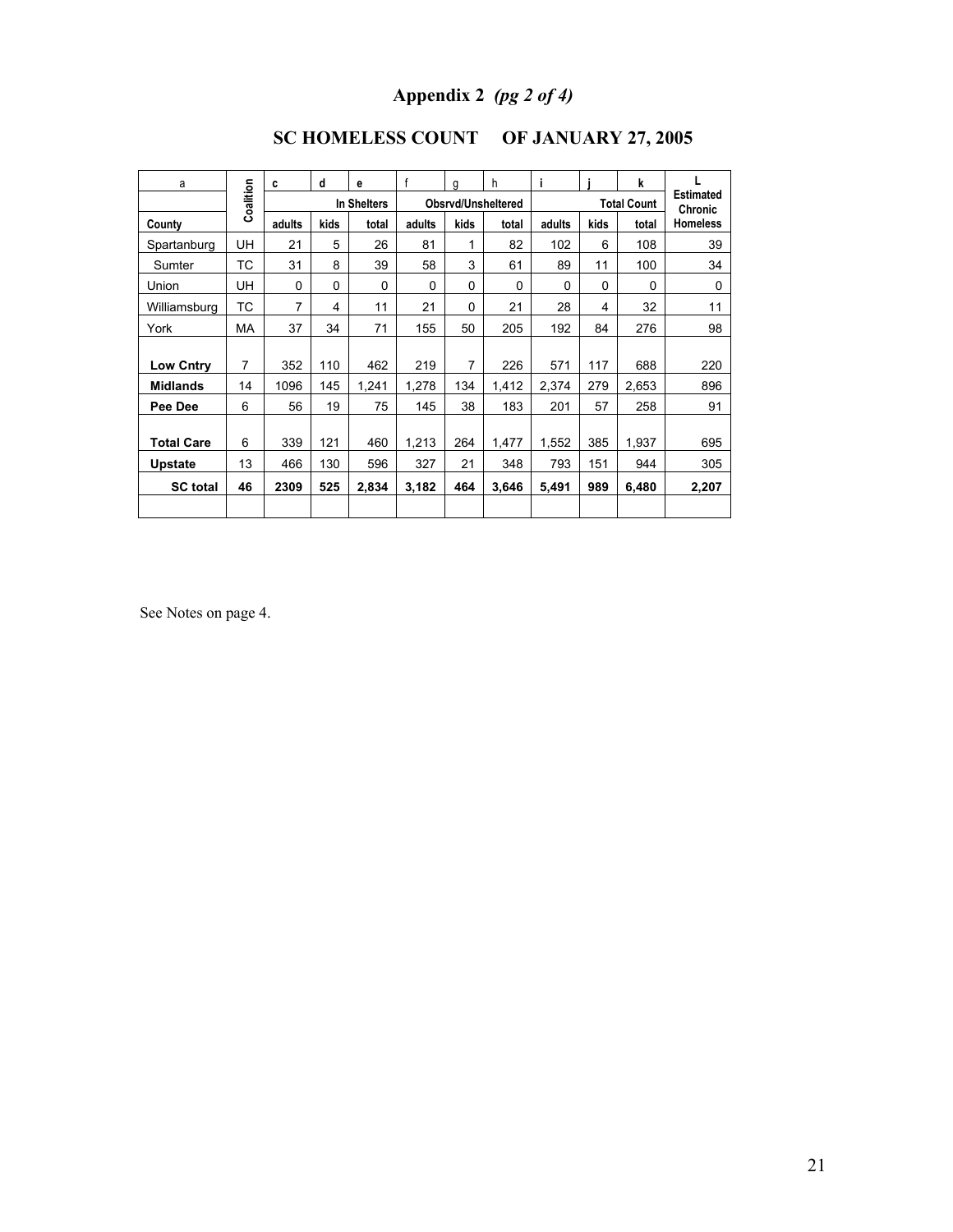# Appendix 2 *(pg 2 of 4)*

## SC HOMELESS COUNT OF JANUARY 27, 2005

| a | Coalition | c | d | e | f | g | h | i | j | k | L |
|---|---|---|---|---|---|---|---|---|---|---|---|
| | | In Shelters | | | Obsrvd/Unsheltered | | | Total Count | | | Estimated Chronic |
| County | | adults | kids | total | adults | kids | total | adults | kids | total | Homeless |
| Spartanburg | UH | 21 | 5 | 26 | 81 | 1 | 82 | 102 | 6 | 108 | 39 |
| Sumter | TC | 31 | 8 | 39 | 58 | 3 | 61 | 89 | 11 | 100 | 34 |
| Union | UH | 0 | 0 | 0 | 0 | 0 | 0 | 0 | 0 | 0 | 0 |
| Williamsburg | TC | 7 | 4 | 11 | 21 | 0 | 21 | 28 | 4 | 32 | 11 |
| York | MA | 37 | 34 | 71 | 155 | 50 | 205 | 192 | 84 | 276 | 98 |
| **Low Cntry** | 7 | 352 | 110 | 462 | 219 | 7 | 226 | 571 | 117 | 688 | 220 |
| **Midlands** | 14 | 1096 | 145 | 1,241 | 1,278 | 134 | 1,412 | 2,374 | 279 | 2,653 | 896 |
| **Pee Dee** | 6 | 56 | 19 | 75 | 145 | 38 | 183 | 201 | 57 | 258 | 91 |
| **Total Care** | 6 | 339 | 121 | 460 | 1,213 | 264 | 1,477 | 1,552 | 385 | 1,937 | 695 |
| **Upstate** | 13 | 466 | 130 | 596 | 327 | 21 | 348 | 793 | 151 | 944 | 305 |
| **SC total** | **46** | **2309** | **525** | **2,834** | **3,182** | **464** | **3,646** | **5,491** | **989** | **6,480** | **2,207** |

See Notes on page 4.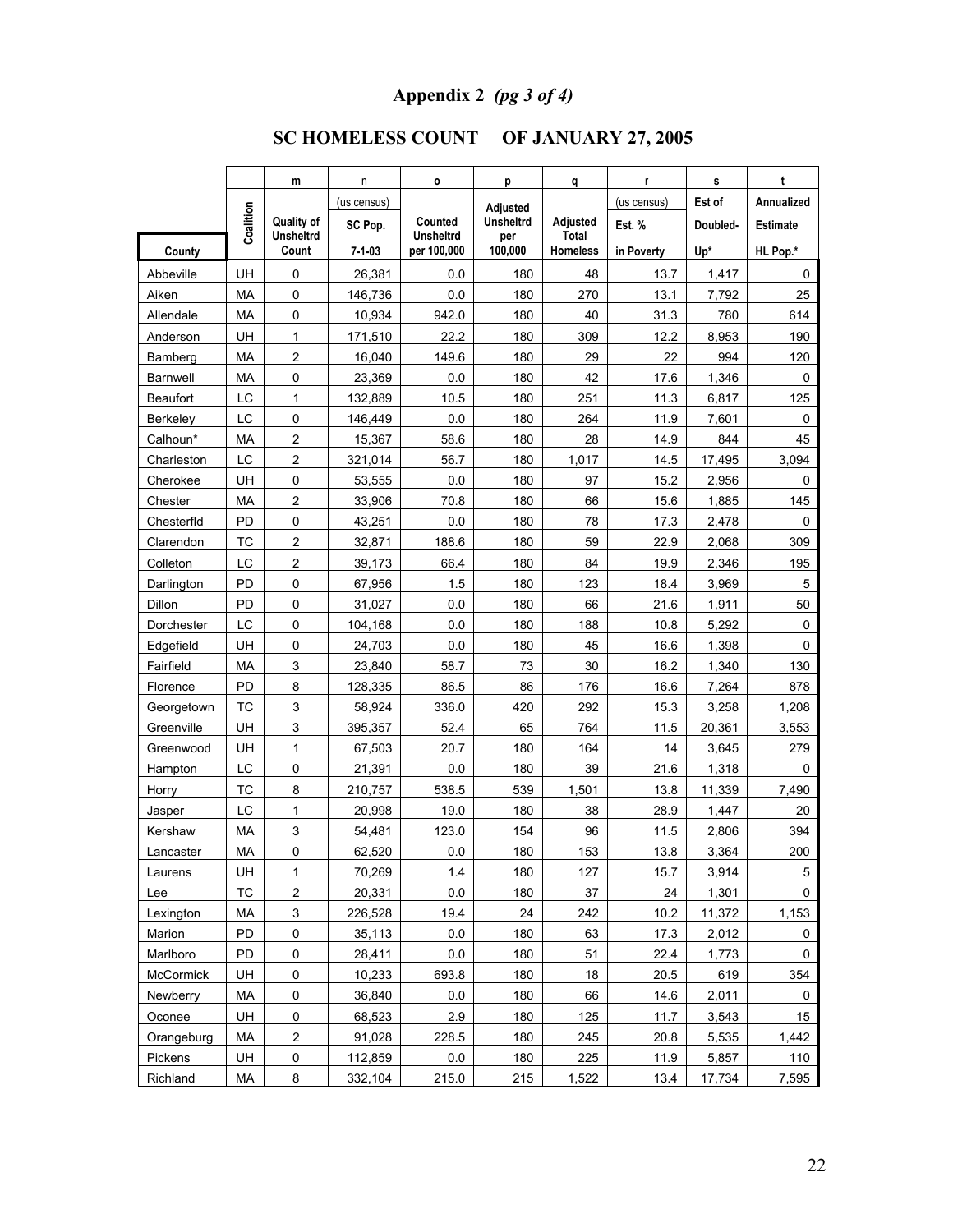# Appendix 2 *(pg 3 of 4)*

## SC HOMELESS COUNT OF JANUARY 27, 2005

| | | m | n | o | p | q | r | s | t |
|---|---|---|---|---|---|---|---|---|---|
| County | Coalition | Quality of Unsheltrd Count | (us census) SC Pop. 7-1-03 | Counted Unsheltrd per 100,000 | Adjusted Unsheltrd per 100,000 | Adjusted Total Homeless | (us census) Est. % in Poverty | Est of Doubled-Up* | Annualized Estimate HL Pop.* |
| Abbeville | UH | 0 | 26,381 | 0.0 | 180 | 48 | 13.7 | 1,417 | 0 |
| Aiken | MA | 0 | 146,736 | 0.0 | 180 | 270 | 13.1 | 7,792 | 25 |
| Allendale | MA | 0 | 10,934 | 942.0 | 180 | 40 | 31.3 | 780 | 614 |
| Anderson | UH | 1 | 171,510 | 22.2 | 180 | 309 | 12.2 | 8,953 | 190 |
| Bamberg | MA | 2 | 16,040 | 149.6 | 180 | 29 | 22 | 994 | 120 |
| Barnwell | MA | 0 | 23,369 | 0.0 | 180 | 42 | 17.6 | 1,346 | 0 |
| Beaufort | LC | 1 | 132,889 | 10.5 | 180 | 251 | 11.3 | 6,817 | 125 |
| Berkeley | LC | 0 | 146,449 | 0.0 | 180 | 264 | 11.9 | 7,601 | 0 |
| Calhoun* | MA | 2 | 15,367 | 58.6 | 180 | 28 | 14.9 | 844 | 45 |
| Charleston | LC | 2 | 321,014 | 56.7 | 180 | 1,017 | 14.5 | 17,495 | 3,094 |
| Cherokee | UH | 0 | 53,555 | 0.0 | 180 | 97 | 15.2 | 2,956 | 0 |
| Chester | MA | 2 | 33,906 | 70.8 | 180 | 66 | 15.6 | 1,885 | 145 |
| Chesterfld | PD | 0 | 43,251 | 0.0 | 180 | 78 | 17.3 | 2,478 | 0 |
| Clarendon | TC | 2 | 32,871 | 188.6 | 180 | 59 | 22.9 | 2,068 | 309 |
| Colleton | LC | 2 | 39,173 | 66.4 | 180 | 84 | 19.9 | 2,346 | 195 |
| Darlington | PD | 0 | 67,956 | 1.5 | 180 | 123 | 18.4 | 3,969 | 5 |
| Dillon | PD | 0 | 31,027 | 0.0 | 180 | 66 | 21.6 | 1,911 | 50 |
| Dorchester | LC | 0 | 104,168 | 0.0 | 180 | 188 | 10.8 | 5,292 | 0 |
| Edgefield | UH | 0 | 24,703 | 0.0 | 180 | 45 | 16.6 | 1,398 | 0 |
| Fairfield | MA | 3 | 23,840 | 58.7 | 73 | 30 | 16.2 | 1,340 | 130 |
| Florence | PD | 8 | 128,335 | 86.5 | 86 | 176 | 16.6 | 7,264 | 878 |
| Georgetown | TC | 3 | 58,924 | 336.0 | 420 | 292 | 15.3 | 3,258 | 1,208 |
| Greenville | UH | 3 | 395,357 | 52.4 | 65 | 764 | 11.5 | 20,361 | 3,553 |
| Greenwood | UH | 1 | 67,503 | 20.7 | 180 | 164 | 14 | 3,645 | 279 |
| Hampton | LC | 0 | 21,391 | 0.0 | 180 | 39 | 21.6 | 1,318 | 0 |
| Horry | TC | 8 | 210,757 | 538.5 | 539 | 1,501 | 13.8 | 11,339 | 7,490 |
| Jasper | LC | 1 | 20,998 | 19.0 | 180 | 38 | 28.9 | 1,447 | 20 |
| Kershaw | MA | 3 | 54,481 | 123.0 | 154 | 96 | 11.5 | 2,806 | 394 |
| Lancaster | MA | 0 | 62,520 | 0.0 | 180 | 153 | 13.8 | 3,364 | 200 |
| Laurens | UH | 1 | 70,269 | 1.4 | 180 | 127 | 15.7 | 3,914 | 5 |
| Lee | TC | 2 | 20,331 | 0.0 | 180 | 37 | 24 | 1,301 | 0 |
| Lexington | MA | 3 | 226,528 | 19.4 | 24 | 242 | 10.2 | 11,372 | 1,153 |
| Marion | PD | 0 | 35,113 | 0.0 | 180 | 63 | 17.3 | 2,012 | 0 |
| Marlboro | PD | 0 | 28,411 | 0.0 | 180 | 51 | 22.4 | 1,773 | 0 |
| McCormick | UH | 0 | 10,233 | 693.8 | 180 | 18 | 20.5 | 619 | 354 |
| Newberry | MA | 0 | 36,840 | 0.0 | 180 | 66 | 14.6 | 2,011 | 0 |
| Oconee | UH | 0 | 68,523 | 2.9 | 180 | 125 | 11.7 | 3,543 | 15 |
| Orangeburg | MA | 2 | 91,028 | 228.5 | 180 | 245 | 20.8 | 5,535 | 1,442 |
| Pickens | UH | 0 | 112,859 | 0.0 | 180 | 225 | 11.9 | 5,857 | 110 |
| Richland | MA | 8 | 332,104 | 215.0 | 215 | 1,522 | 13.4 | 17,734 | 7,595 |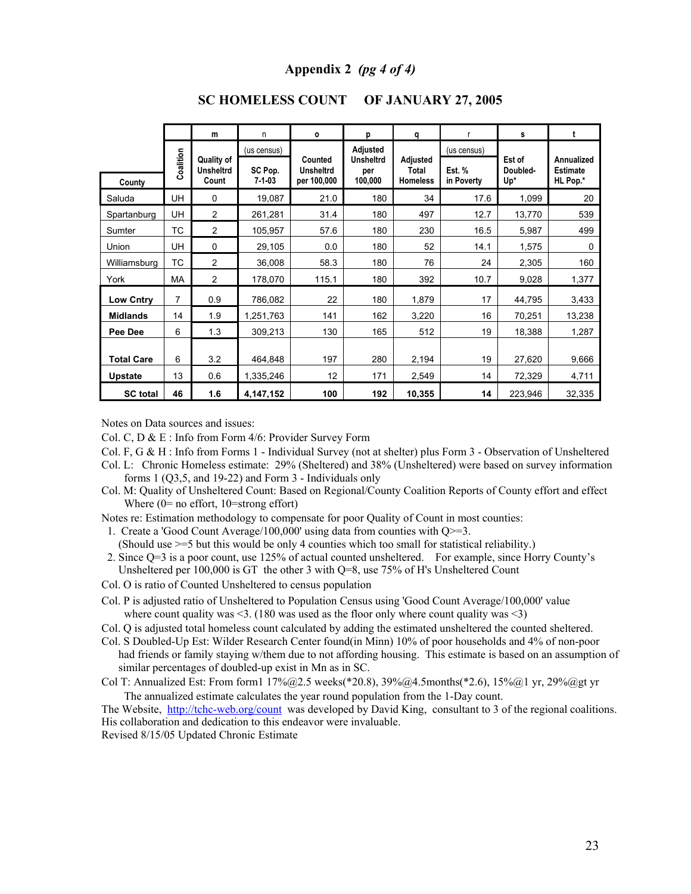## Appendix 2 *(pg 4 of 4)*

### SC HOMELESS COUNT OF JANUARY 27, 2005

| | | m | n | o | p | q | r | s | t |
|---|---|---|---|---|---|---|---|---|---|
| | | | (us census) | | Adjusted | | (us census) | | |
| County | Coalition | Quality of Unsheltrd Count | SC Pop. 7-1-03 | Counted Unsheltrd per 100,000 | Unsheltrd per 100,000 | Adjusted Total Homeless | Est. % in Poverty | Est of Doubled-Up* | Annualized Estimate HL Pop.* |
| Saluda | UH | 0 | 19,087 | 21.0 | 180 | 34 | 17.6 | 1,099 | 20 |
| Spartanburg | UH | 2 | 261,281 | 31.4 | 180 | 497 | 12.7 | 13,770 | 539 |
| Sumter | TC | 2 | 105,957 | 57.6 | 180 | 230 | 16.5 | 5,987 | 499 |
| Union | UH | 0 | 29,105 | 0.0 | 180 | 52 | 14.1 | 1,575 | 0 |
| Williamsburg | TC | 2 | 36,008 | 58.3 | 180 | 76 | 24 | 2,305 | 160 |
| York | MA | 2 | 178,070 | 115.1 | 180 | 392 | 10.7 | 9,028 | 1,377 |
| **Low Cntry** | 7 | 0.9 | 786,082 | 22 | 180 | 1,879 | 17 | 44,795 | 3,433 |
| **Midlands** | 14 | 1.9 | 1,251,763 | 141 | 162 | 3,220 | 16 | 70,251 | 13,238 |
| **Pee Dee** | 6 | 1.3 | 309,213 | 130 | 165 | 512 | 19 | 18,388 | 1,287 |
| **Total Care** | 6 | 3.2 | 464,848 | 197 | 280 | 2,194 | 19 | 27,620 | 9,666 |
| **Upstate** | 13 | 0.6 | 1,335,246 | 12 | 171 | 2,549 | 14 | 72,329 | 4,711 |
| **SC total** | **46** | **1.6** | **4,147,152** | **100** | **192** | **10,355** | **14** | 223,946 | 32,335 |

Notes on Data sources and issues:

Col. C, D & E : Info from Form 4/6: Provider Survey Form

Col. F, G & H : Info from Forms 1 - Individual Survey (not at shelter) plus Form 3 - Observation of Unsheltered

Col. L: Chronic Homeless estimate: 29% (Sheltered) and 38% (Unsheltered) were based on survey information forms 1 (Q3,5, and 19-22) and Form 3 - Individuals only

Col. M: Quality of Unsheltered Count: Based on Regional/County Coalition Reports of County effort and effect Where (0= no effort, 10=strong effort)

Notes re: Estimation methodology to compensate for poor Quality of Count in most counties:

1. Create a 'Good Count Average/100,000' using data from counties with Q>=3.
   (Should use >=5 but this would be only 4 counties which too small for statistical reliability.)
2. Since Q=3 is a poor count, use 125% of actual counted unsheltered. For example, since Horry County's Unsheltered per 100,000 is GT the other 3 with Q=8, use 75% of H's Unsheltered Count

Col. O is ratio of Counted Unsheltered to census population

Col. P is adjusted ratio of Unsheltered to Population Census using 'Good Count Average/100,000' value where count quality was <3. (180 was used as the floor only where count quality was <3)

Col. Q is adjusted total homeless count calculated by adding the estimated unsheltered the counted sheltered.

Col. S Doubled-Up Est: Wilder Research Center found(in Minn) 10% of poor households and 4% of non-poor had friends or family staying w/them due to not affording housing. This estimate is based on an assumption of similar percentages of doubled-up exist in Mn as in SC.

Col T: Annualized Est: From form1 17%@2.5 weeks(*20.8), 39%@4.5months(*2.6), 15%@1 yr, 29%@gt yr
The annualized estimate calculates the year round population from the 1-Day count.

The Website, http://tchc-web.org/count was developed by David King, consultant to 3 of the regional coalitions. His collaboration and dedication to this endeavor were invaluable.

Revised 8/15/05 Updated Chronic Estimate